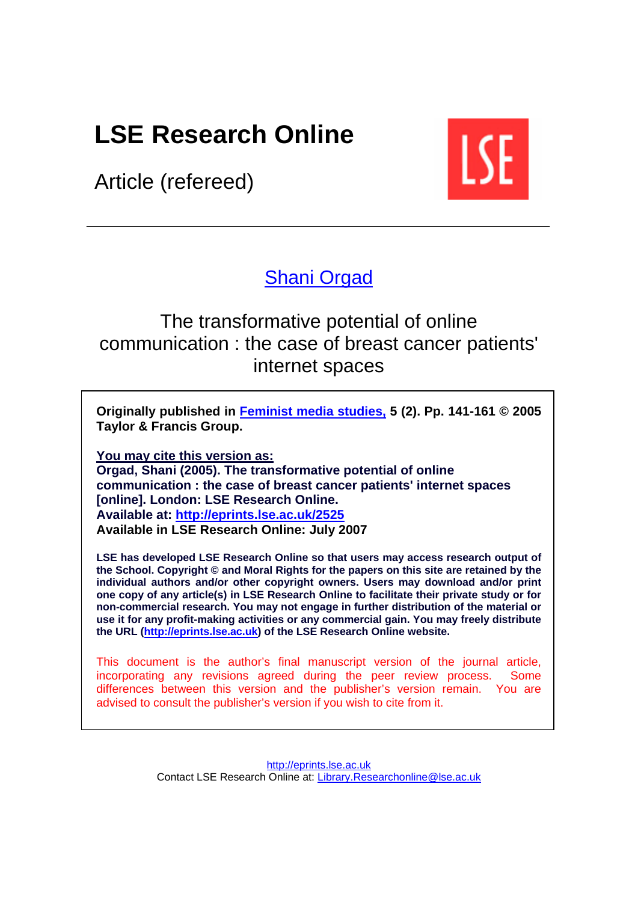# LSE Research Online

Article (refereed)

## Shani Orgad

## The transformative potential of online communication : the case of breast cancer patients' internet spaces

**Originally published in Feminist media studies, 5 (2). Pp. 141-161 © 2005 Taylor & Francis Group.**

**You may cite this version as:**
**Orgad, Shani (2005). The transformative potential of online communication : the case of breast cancer patients' internet spaces [online]. London: LSE Research Online.**
**Available at: http://eprints.lse.ac.uk/2525**
**Available in LSE Research Online: July 2007**

**LSE has developed LSE Research Online so that users may access research output of the School. Copyright © and Moral Rights for the papers on this site are retained by the individual authors and/or other copyright owners. Users may download and/or print one copy of any article(s) in LSE Research Online to facilitate their private study or for non-commercial research. You may not engage in further distribution of the material or use it for any profit-making activities or any commercial gain. You may freely distribute the URL (http://eprints.lse.ac.uk) of the LSE Research Online website.**

This document is the author's final manuscript version of the journal article, incorporating any revisions agreed during the peer review process. Some differences between this version and the publisher's version remain. You are advised to consult the publisher's version if you wish to cite from it.

http://eprints.lse.ac.uk
Contact LSE Research Online at: Library.Researchonline@lse.ac.uk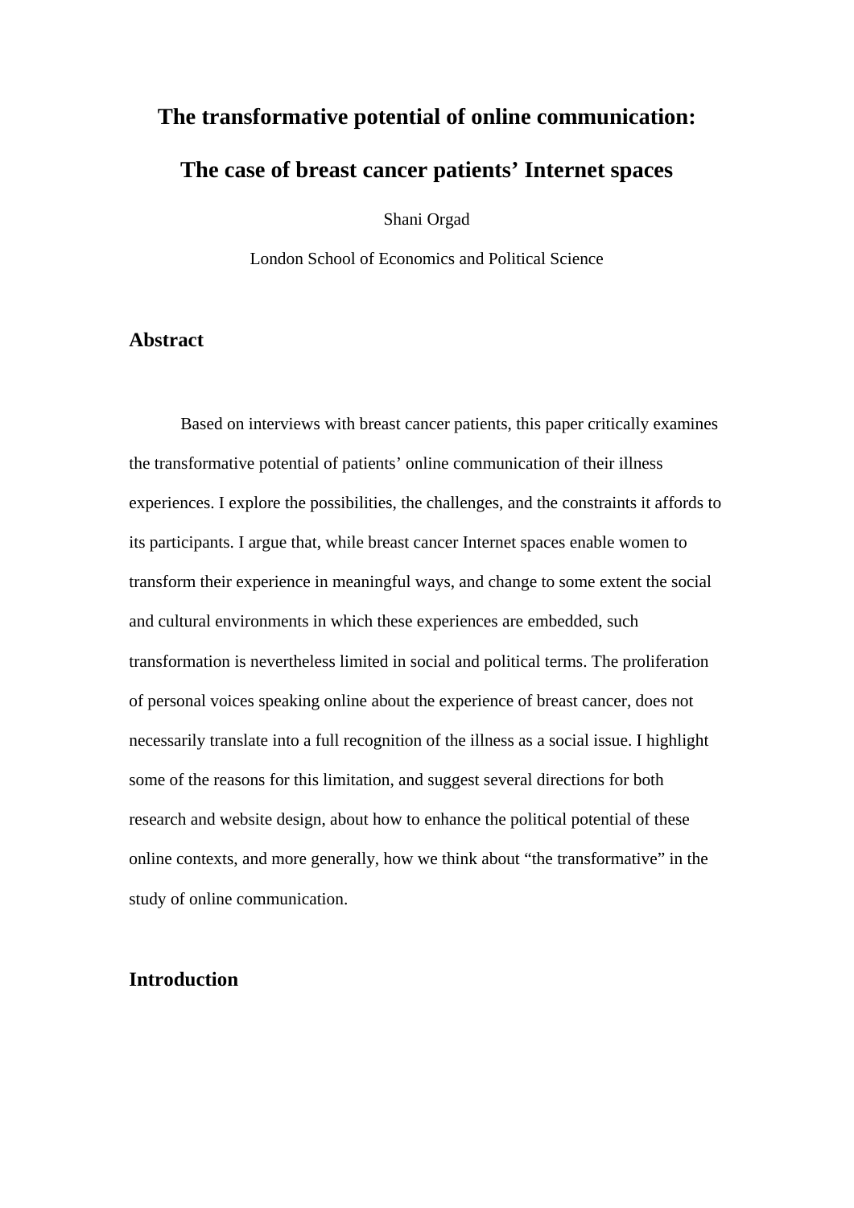# The transformative potential of online communication: The case of breast cancer patients' Internet spaces

Shani Orgad

London School of Economics and Political Science

## Abstract

Based on interviews with breast cancer patients, this paper critically examines the transformative potential of patients' online communication of their illness experiences. I explore the possibilities, the challenges, and the constraints it affords to its participants. I argue that, while breast cancer Internet spaces enable women to transform their experience in meaningful ways, and change to some extent the social and cultural environments in which these experiences are embedded, such transformation is nevertheless limited in social and political terms. The proliferation of personal voices speaking online about the experience of breast cancer, does not necessarily translate into a full recognition of the illness as a social issue. I highlight some of the reasons for this limitation, and suggest several directions for both research and website design, about how to enhance the political potential of these online contexts, and more generally, how we think about "the transformative" in the study of online communication.

## Introduction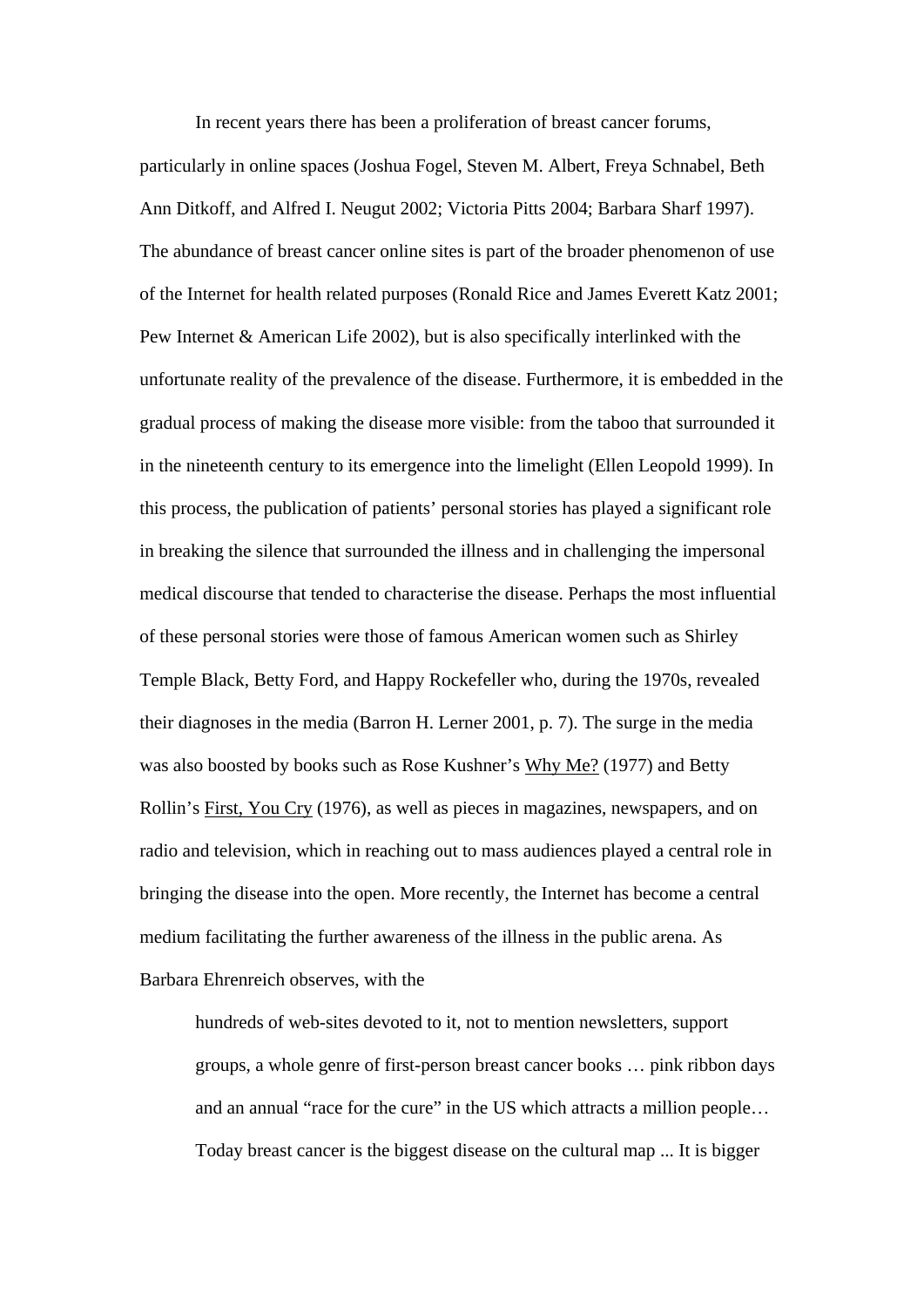In recent years there has been a proliferation of breast cancer forums, particularly in online spaces (Joshua Fogel, Steven M. Albert, Freya Schnabel, Beth Ann Ditkoff, and Alfred I. Neugut 2002; Victoria Pitts 2004; Barbara Sharf 1997). The abundance of breast cancer online sites is part of the broader phenomenon of use of the Internet for health related purposes (Ronald Rice and James Everett Katz 2001; Pew Internet & American Life 2002), but is also specifically interlinked with the unfortunate reality of the prevalence of the disease. Furthermore, it is embedded in the gradual process of making the disease more visible: from the taboo that surrounded it in the nineteenth century to its emergence into the limelight (Ellen Leopold 1999). In this process, the publication of patients' personal stories has played a significant role in breaking the silence that surrounded the illness and in challenging the impersonal medical discourse that tended to characterise the disease. Perhaps the most influential of these personal stories were those of famous American women such as Shirley Temple Black, Betty Ford, and Happy Rockefeller who, during the 1970s, revealed their diagnoses in the media (Barron H. Lerner 2001, p. 7). The surge in the media was also boosted by books such as Rose Kushner's <u>Why Me?</u> (1977) and Betty Rollin's <u>First, You Cry</u> (1976), as well as pieces in magazines, newspapers, and on radio and television, which in reaching out to mass audiences played a central role in bringing the disease into the open. More recently, the Internet has become a central medium facilitating the further awareness of the illness in the public arena. As Barbara Ehrenreich observes, with the

> hundreds of web-sites devoted to it, not to mention newsletters, support groups, a whole genre of first-person breast cancer books … pink ribbon days and an annual "race for the cure" in the US which attracts a million people… Today breast cancer is the biggest disease on the cultural map ... It is bigger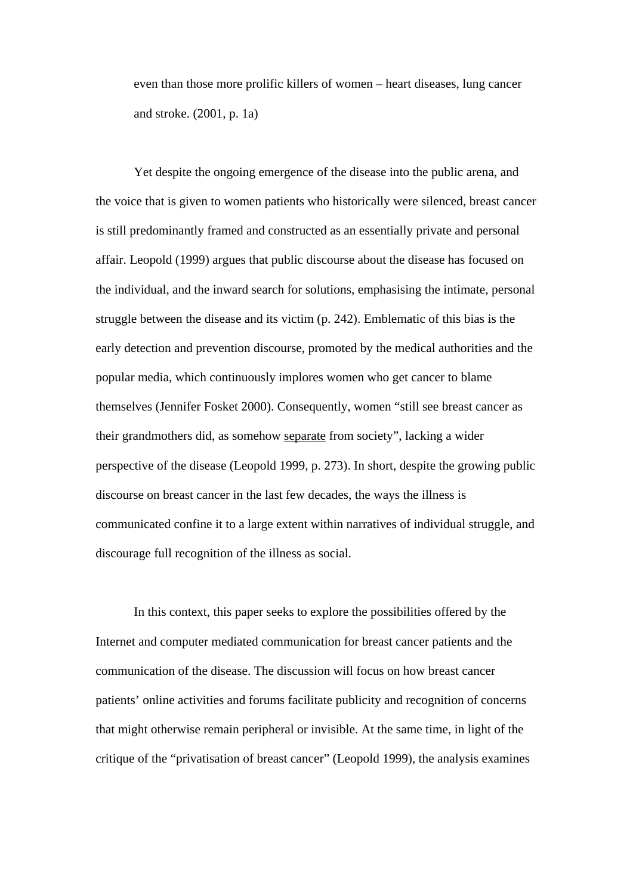> even than those more prolific killers of women – heart diseases, lung cancer and stroke. (2001, p. 1a)

Yet despite the ongoing emergence of the disease into the public arena, and the voice that is given to women patients who historically were silenced, breast cancer is still predominantly framed and constructed as an essentially private and personal affair. Leopold (1999) argues that public discourse about the disease has focused on the individual, and the inward search for solutions, emphasising the intimate, personal struggle between the disease and its victim (p. 242). Emblematic of this bias is the early detection and prevention discourse, promoted by the medical authorities and the popular media, which continuously implores women who get cancer to blame themselves (Jennifer Fosket 2000). Consequently, women "still see breast cancer as their grandmothers did, as somehow separate from society", lacking a wider perspective of the disease (Leopold 1999, p. 273). In short, despite the growing public discourse on breast cancer in the last few decades, the ways the illness is communicated confine it to a large extent within narratives of individual struggle, and discourage full recognition of the illness as social.

In this context, this paper seeks to explore the possibilities offered by the Internet and computer mediated communication for breast cancer patients and the communication of the disease. The discussion will focus on how breast cancer patients' online activities and forums facilitate publicity and recognition of concerns that might otherwise remain peripheral or invisible. At the same time, in light of the critique of the "privatisation of breast cancer" (Leopold 1999), the analysis examines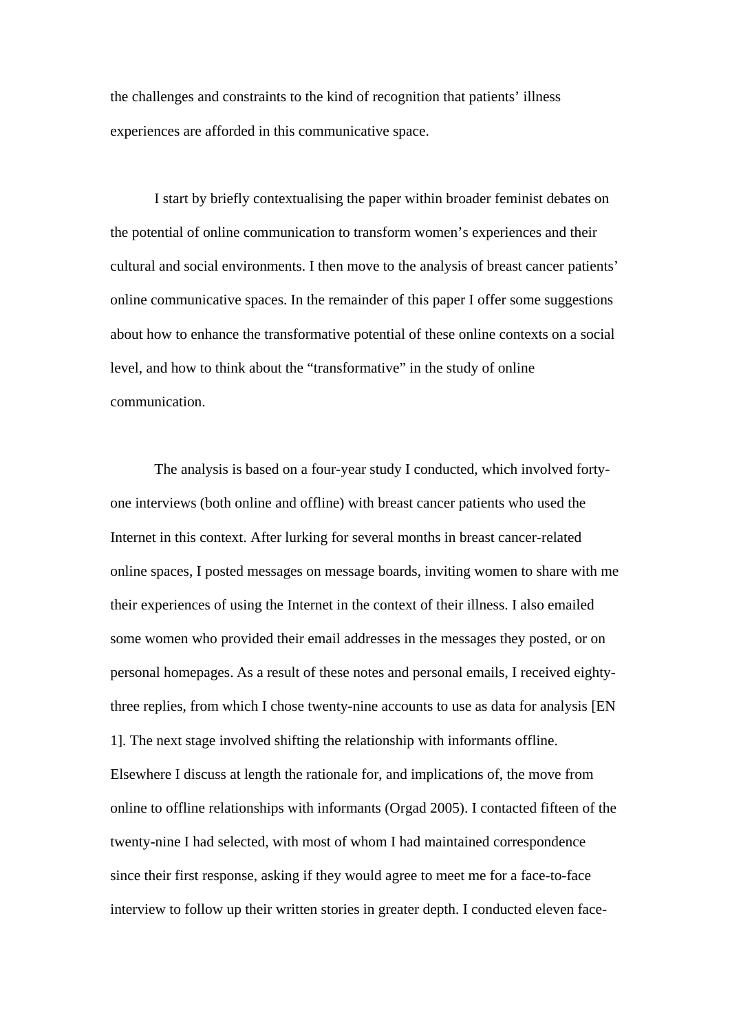the challenges and constraints to the kind of recognition that patients' illness experiences are afforded in this communicative space.

I start by briefly contextualising the paper within broader feminist debates on the potential of online communication to transform women's experiences and their cultural and social environments. I then move to the analysis of breast cancer patients' online communicative spaces. In the remainder of this paper I offer some suggestions about how to enhance the transformative potential of these online contexts on a social level, and how to think about the "transformative" in the study of online communication.

The analysis is based on a four-year study I conducted, which involved forty-one interviews (both online and offline) with breast cancer patients who used the Internet in this context. After lurking for several months in breast cancer-related online spaces, I posted messages on message boards, inviting women to share with me their experiences of using the Internet in the context of their illness. I also emailed some women who provided their email addresses in the messages they posted, or on personal homepages. As a result of these notes and personal emails, I received eighty-three replies, from which I chose twenty-nine accounts to use as data for analysis [EN 1]. The next stage involved shifting the relationship with informants offline. Elsewhere I discuss at length the rationale for, and implications of, the move from online to offline relationships with informants (Orgad 2005). I contacted fifteen of the twenty-nine I had selected, with most of whom I had maintained correspondence since their first response, asking if they would agree to meet me for a face-to-face interview to follow up their written stories in greater depth. I conducted eleven face-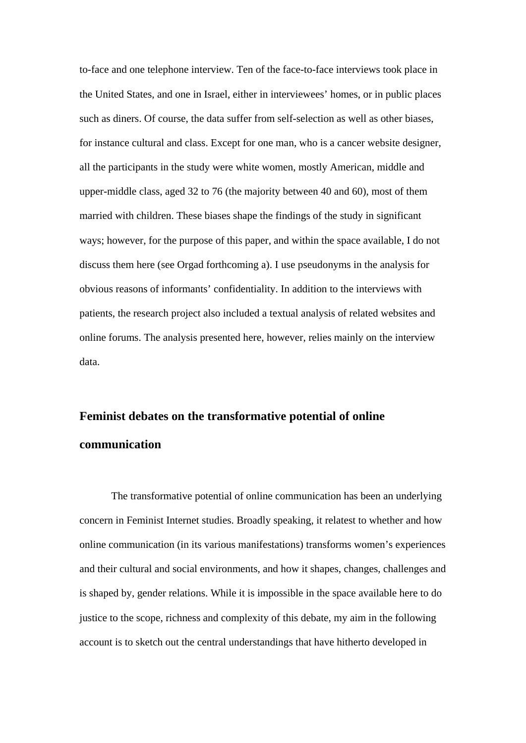to-face and one telephone interview. Ten of the face-to-face interviews took place in the United States, and one in Israel, either in interviewees' homes, or in public places such as diners. Of course, the data suffer from self-selection as well as other biases, for instance cultural and class. Except for one man, who is a cancer website designer, all the participants in the study were white women, mostly American, middle and upper-middle class, aged 32 to 76 (the majority between 40 and 60), most of them married with children. These biases shape the findings of the study in significant ways; however, for the purpose of this paper, and within the space available, I do not discuss them here (see Orgad forthcoming a). I use pseudonyms in the analysis for obvious reasons of informants' confidentiality. In addition to the interviews with patients, the research project also included a textual analysis of related websites and online forums. The analysis presented here, however, relies mainly on the interview data.

## Feminist debates on the transformative potential of online communication

The transformative potential of online communication has been an underlying concern in Feminist Internet studies. Broadly speaking, it relatest to whether and how online communication (in its various manifestations) transforms women's experiences and their cultural and social environments, and how it shapes, changes, challenges and is shaped by, gender relations. While it is impossible in the space available here to do justice to the scope, richness and complexity of this debate, my aim in the following account is to sketch out the central understandings that have hitherto developed in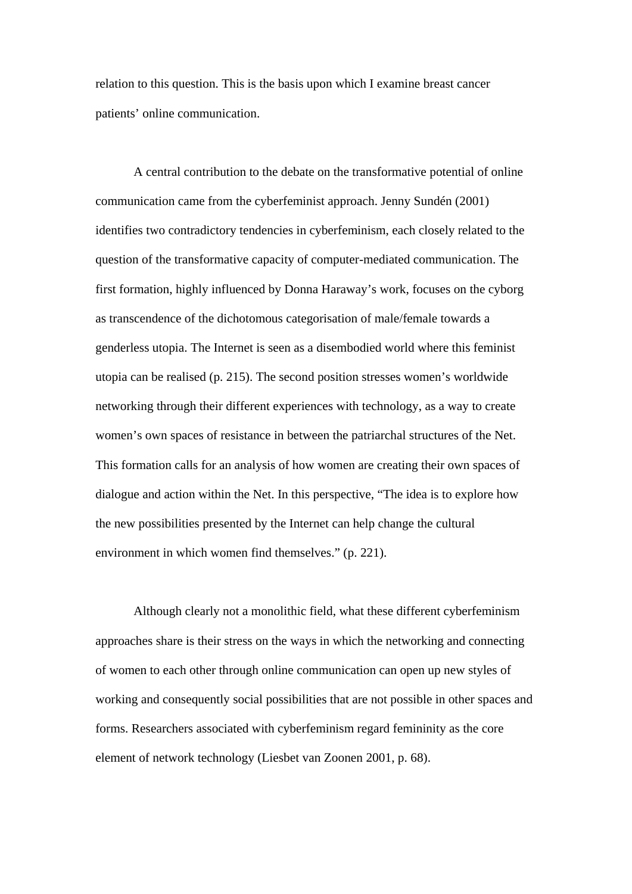relation to this question. This is the basis upon which I examine breast cancer patients' online communication.

A central contribution to the debate on the transformative potential of online communication came from the cyberfeminist approach. Jenny Sundén (2001) identifies two contradictory tendencies in cyberfeminism, each closely related to the question of the transformative capacity of computer-mediated communication. The first formation, highly influenced by Donna Haraway's work, focuses on the cyborg as transcendence of the dichotomous categorisation of male/female towards a genderless utopia. The Internet is seen as a disembodied world where this feminist utopia can be realised (p. 215). The second position stresses women's worldwide networking through their different experiences with technology, as a way to create women's own spaces of resistance in between the patriarchal structures of the Net. This formation calls for an analysis of how women are creating their own spaces of dialogue and action within the Net. In this perspective, "The idea is to explore how the new possibilities presented by the Internet can help change the cultural environment in which women find themselves." (p. 221).

Although clearly not a monolithic field, what these different cyberfeminism approaches share is their stress on the ways in which the networking and connecting of women to each other through online communication can open up new styles of working and consequently social possibilities that are not possible in other spaces and forms. Researchers associated with cyberfeminism regard femininity as the core element of network technology (Liesbet van Zoonen 2001, p. 68).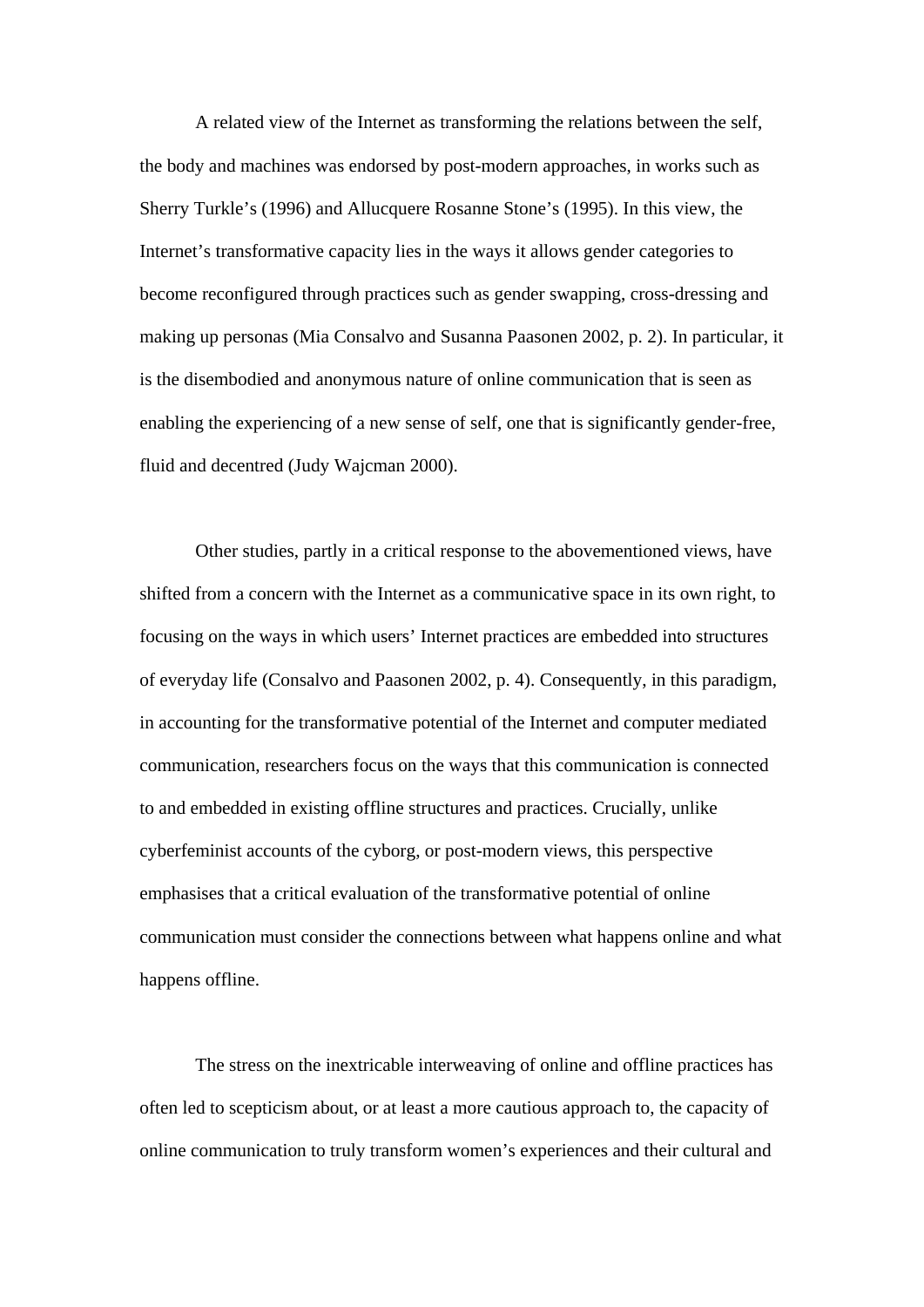A related view of the Internet as transforming the relations between the self, the body and machines was endorsed by post-modern approaches, in works such as Sherry Turkle's (1996) and Allucquere Rosanne Stone's (1995). In this view, the Internet's transformative capacity lies in the ways it allows gender categories to become reconfigured through practices such as gender swapping, cross-dressing and making up personas (Mia Consalvo and Susanna Paasonen 2002, p. 2). In particular, it is the disembodied and anonymous nature of online communication that is seen as enabling the experiencing of a new sense of self, one that is significantly gender-free, fluid and decentred (Judy Wajcman 2000).

Other studies, partly in a critical response to the abovementioned views, have shifted from a concern with the Internet as a communicative space in its own right, to focusing on the ways in which users' Internet practices are embedded into structures of everyday life (Consalvo and Paasonen 2002, p. 4). Consequently, in this paradigm, in accounting for the transformative potential of the Internet and computer mediated communication, researchers focus on the ways that this communication is connected to and embedded in existing offline structures and practices. Crucially, unlike cyberfeminist accounts of the cyborg, or post-modern views, this perspective emphasises that a critical evaluation of the transformative potential of online communication must consider the connections between what happens online and what happens offline.

The stress on the inextricable interweaving of online and offline practices has often led to scepticism about, or at least a more cautious approach to, the capacity of online communication to truly transform women's experiences and their cultural and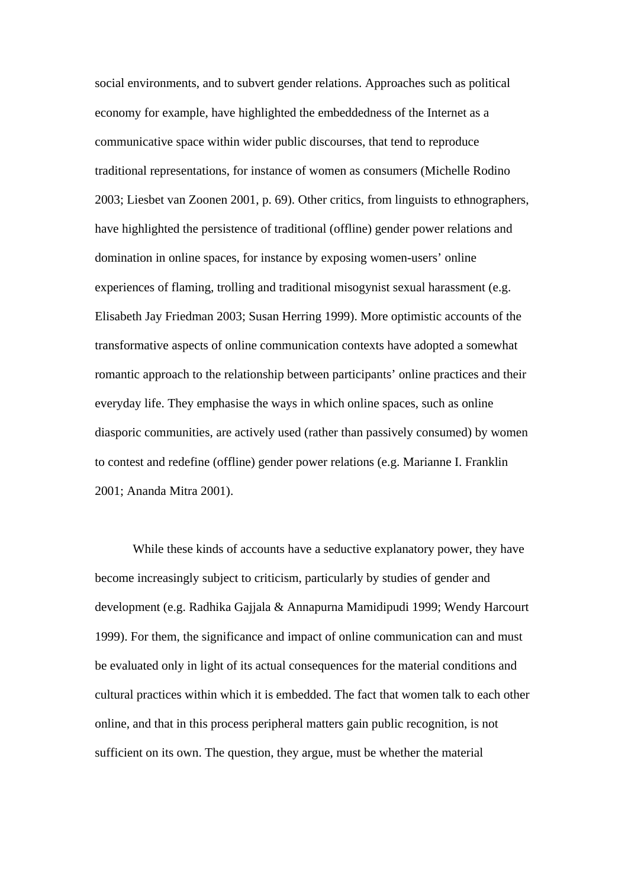social environments, and to subvert gender relations. Approaches such as political economy for example, have highlighted the embeddedness of the Internet as a communicative space within wider public discourses, that tend to reproduce traditional representations, for instance of women as consumers (Michelle Rodino 2003; Liesbet van Zoonen 2001, p. 69). Other critics, from linguists to ethnographers, have highlighted the persistence of traditional (offline) gender power relations and domination in online spaces, for instance by exposing women-users' online experiences of flaming, trolling and traditional misogynist sexual harassment (e.g. Elisabeth Jay Friedman 2003; Susan Herring 1999). More optimistic accounts of the transformative aspects of online communication contexts have adopted a somewhat romantic approach to the relationship between participants' online practices and their everyday life. They emphasise the ways in which online spaces, such as online diasporic communities, are actively used (rather than passively consumed) by women to contest and redefine (offline) gender power relations (e.g. Marianne I. Franklin 2001; Ananda Mitra 2001).

While these kinds of accounts have a seductive explanatory power, they have become increasingly subject to criticism, particularly by studies of gender and development (e.g. Radhika Gajjala & Annapurna Mamidipudi 1999; Wendy Harcourt 1999). For them, the significance and impact of online communication can and must be evaluated only in light of its actual consequences for the material conditions and cultural practices within which it is embedded. The fact that women talk to each other online, and that in this process peripheral matters gain public recognition, is not sufficient on its own. The question, they argue, must be whether the material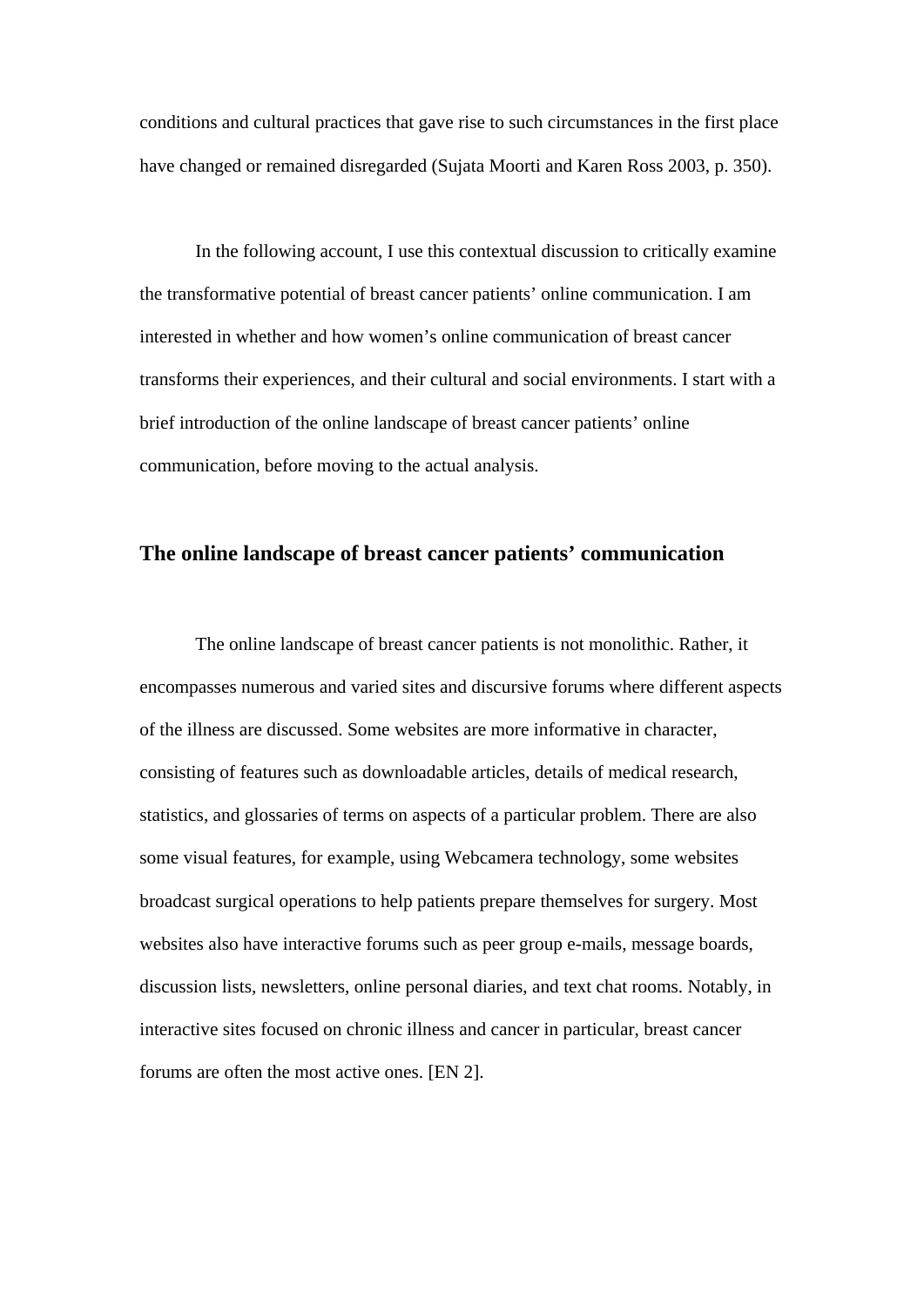conditions and cultural practices that gave rise to such circumstances in the first place have changed or remained disregarded (Sujata Moorti and Karen Ross 2003, p. 350).

In the following account, I use this contextual discussion to critically examine the transformative potential of breast cancer patients' online communication. I am interested in whether and how women's online communication of breast cancer transforms their experiences, and their cultural and social environments. I start with a brief introduction of the online landscape of breast cancer patients' online communication, before moving to the actual analysis.

## The online landscape of breast cancer patients' communication

The online landscape of breast cancer patients is not monolithic. Rather, it encompasses numerous and varied sites and discursive forums where different aspects of the illness are discussed. Some websites are more informative in character, consisting of features such as downloadable articles, details of medical research, statistics, and glossaries of terms on aspects of a particular problem. There are also some visual features, for example, using Webcamera technology, some websites broadcast surgical operations to help patients prepare themselves for surgery. Most websites also have interactive forums such as peer group e-mails, message boards, discussion lists, newsletters, online personal diaries, and text chat rooms. Notably, in interactive sites focused on chronic illness and cancer in particular, breast cancer forums are often the most active ones. [EN 2].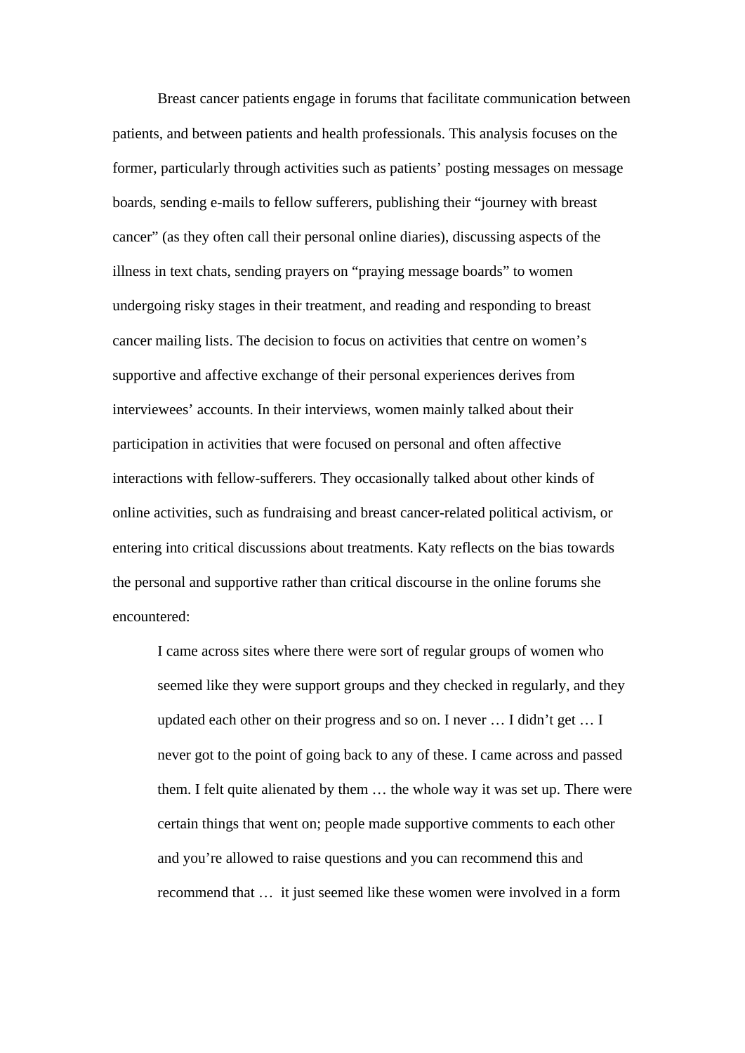Breast cancer patients engage in forums that facilitate communication between patients, and between patients and health professionals. This analysis focuses on the former, particularly through activities such as patients' posting messages on message boards, sending e-mails to fellow sufferers, publishing their "journey with breast cancer" (as they often call their personal online diaries), discussing aspects of the illness in text chats, sending prayers on "praying message boards" to women undergoing risky stages in their treatment, and reading and responding to breast cancer mailing lists. The decision to focus on activities that centre on women's supportive and affective exchange of their personal experiences derives from interviewees' accounts. In their interviews, women mainly talked about their participation in activities that were focused on personal and often affective interactions with fellow-sufferers. They occasionally talked about other kinds of online activities, such as fundraising and breast cancer-related political activism, or entering into critical discussions about treatments. Katy reflects on the bias towards the personal and supportive rather than critical discourse in the online forums she encountered:

> I came across sites where there were sort of regular groups of women who seemed like they were support groups and they checked in regularly, and they updated each other on their progress and so on. I never … I didn't get … I never got to the point of going back to any of these. I came across and passed them. I felt quite alienated by them … the whole way it was set up. There were certain things that went on; people made supportive comments to each other and you're allowed to raise questions and you can recommend this and recommend that … it just seemed like these women were involved in a form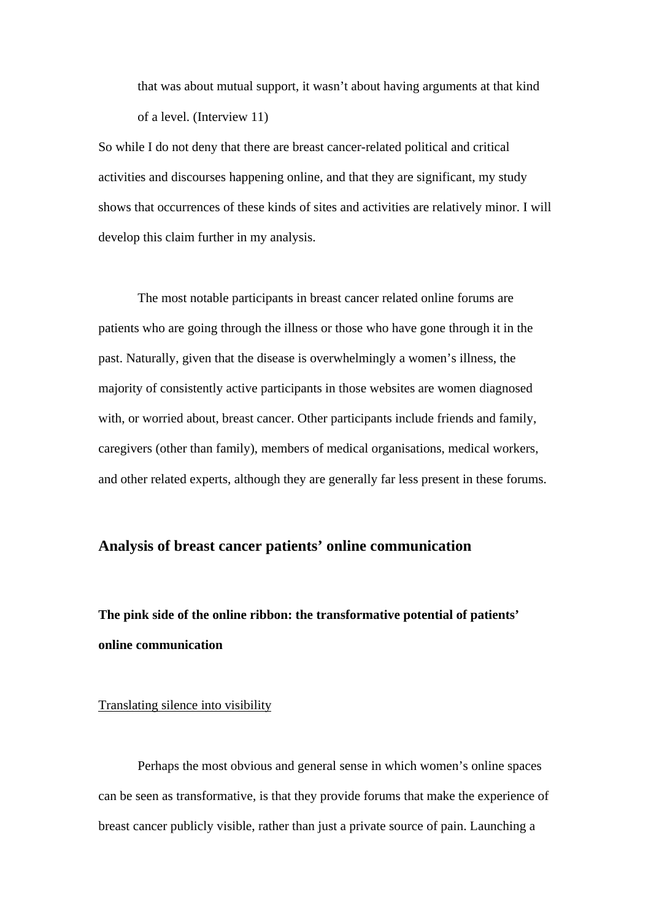> that was about mutual support, it wasn't about having arguments at that kind of a level. (Interview 11)

So while I do not deny that there are breast cancer-related political and critical activities and discourses happening online, and that they are significant, my study shows that occurrences of these kinds of sites and activities are relatively minor. I will develop this claim further in my analysis.

The most notable participants in breast cancer related online forums are patients who are going through the illness or those who have gone through it in the past. Naturally, given that the disease is overwhelmingly a women's illness, the majority of consistently active participants in those websites are women diagnosed with, or worried about, breast cancer. Other participants include friends and family, caregivers (other than family), members of medical organisations, medical workers, and other related experts, although they are generally far less present in these forums.

## Analysis of breast cancer patients' online communication

### The pink side of the online ribbon: the transformative potential of patients' online communication

#### <u>Translating silence into visibility</u>

Perhaps the most obvious and general sense in which women's online spaces can be seen as transformative, is that they provide forums that make the experience of breast cancer publicly visible, rather than just a private source of pain. Launching a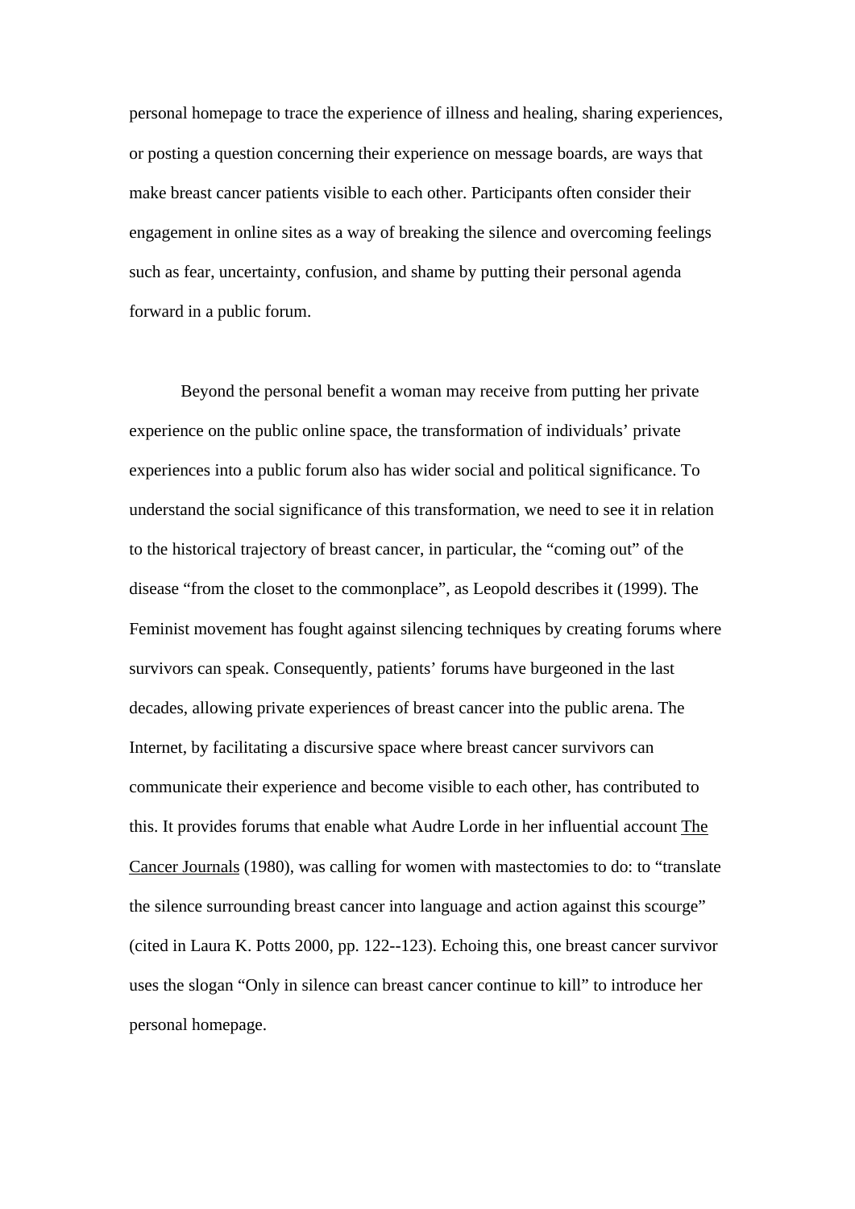personal homepage to trace the experience of illness and healing, sharing experiences, or posting a question concerning their experience on message boards, are ways that make breast cancer patients visible to each other. Participants often consider their engagement in online sites as a way of breaking the silence and overcoming feelings such as fear, uncertainty, confusion, and shame by putting their personal agenda forward in a public forum.

Beyond the personal benefit a woman may receive from putting her private experience on the public online space, the transformation of individuals' private experiences into a public forum also has wider social and political significance. To understand the social significance of this transformation, we need to see it in relation to the historical trajectory of breast cancer, in particular, the "coming out" of the disease "from the closet to the commonplace", as Leopold describes it (1999). The Feminist movement has fought against silencing techniques by creating forums where survivors can speak. Consequently, patients' forums have burgeoned in the last decades, allowing private experiences of breast cancer into the public arena. The Internet, by facilitating a discursive space where breast cancer survivors can communicate their experience and become visible to each other, has contributed to this. It provides forums that enable what Audre Lorde in her influential account <u>The Cancer Journals</u> (1980), was calling for women with mastectomies to do: to "translate the silence surrounding breast cancer into language and action against this scourge" (cited in Laura K. Potts 2000, pp. 122--123). Echoing this, one breast cancer survivor uses the slogan "Only in silence can breast cancer continue to kill" to introduce her personal homepage.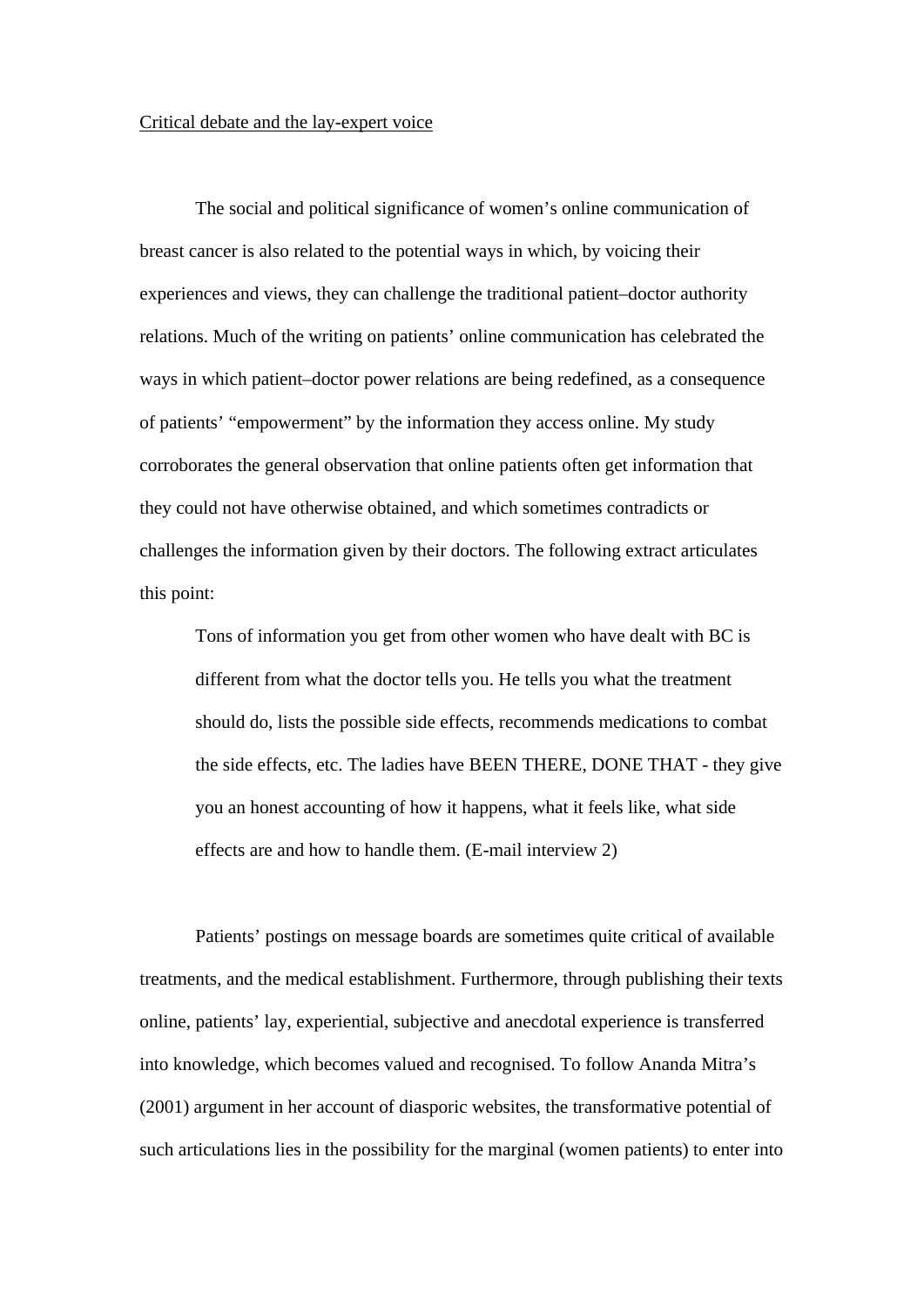## Critical debate and the lay-expert voice

The social and political significance of women's online communication of breast cancer is also related to the potential ways in which, by voicing their experiences and views, they can challenge the traditional patient–doctor authority relations. Much of the writing on patients' online communication has celebrated the ways in which patient–doctor power relations are being redefined, as a consequence of patients' "empowerment" by the information they access online. My study corroborates the general observation that online patients often get information that they could not have otherwise obtained, and which sometimes contradicts or challenges the information given by their doctors. The following extract articulates this point:

> Tons of information you get from other women who have dealt with BC is different from what the doctor tells you. He tells you what the treatment should do, lists the possible side effects, recommends medications to combat the side effects, etc. The ladies have BEEN THERE, DONE THAT - they give you an honest accounting of how it happens, what it feels like, what side effects are and how to handle them. (E-mail interview 2)

Patients' postings on message boards are sometimes quite critical of available treatments, and the medical establishment. Furthermore, through publishing their texts online, patients' lay, experiential, subjective and anecdotal experience is transferred into knowledge, which becomes valued and recognised. To follow Ananda Mitra's (2001) argument in her account of diasporic websites, the transformative potential of such articulations lies in the possibility for the marginal (women patients) to enter into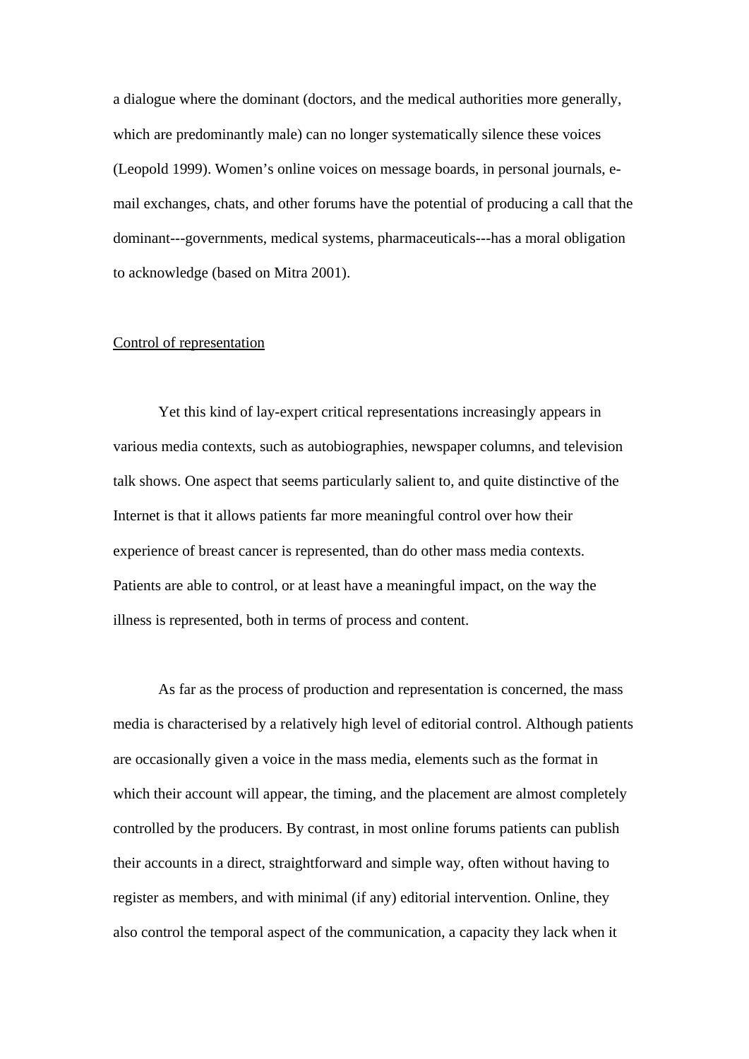a dialogue where the dominant (doctors, and the medical authorities more generally, which are predominantly male) can no longer systematically silence these voices (Leopold 1999). Women's online voices on message boards, in personal journals, e-mail exchanges, chats, and other forums have the potential of producing a call that the dominant---governments, medical systems, pharmaceuticals---has a moral obligation to acknowledge (based on Mitra 2001).

<u>Control of representation</u>

Yet this kind of lay-expert critical representations increasingly appears in various media contexts, such as autobiographies, newspaper columns, and television talk shows. One aspect that seems particularly salient to, and quite distinctive of the Internet is that it allows patients far more meaningful control over how their experience of breast cancer is represented, than do other mass media contexts. Patients are able to control, or at least have a meaningful impact, on the way the illness is represented, both in terms of process and content.

As far as the process of production and representation is concerned, the mass media is characterised by a relatively high level of editorial control. Although patients are occasionally given a voice in the mass media, elements such as the format in which their account will appear, the timing, and the placement are almost completely controlled by the producers. By contrast, in most online forums patients can publish their accounts in a direct, straightforward and simple way, often without having to register as members, and with minimal (if any) editorial intervention. Online, they also control the temporal aspect of the communication, a capacity they lack when it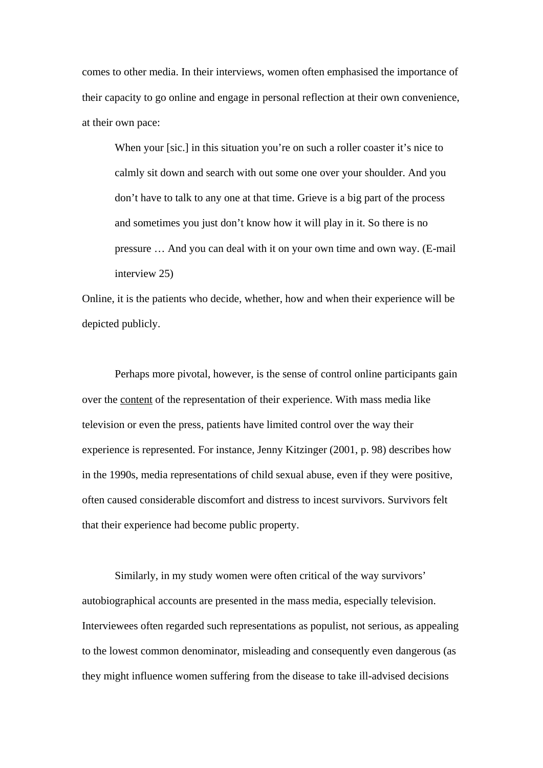comes to other media. In their interviews, women often emphasised the importance of their capacity to go online and engage in personal reflection at their own convenience, at their own pace:

> When your [sic.] in this situation you're on such a roller coaster it's nice to calmly sit down and search with out some one over your shoulder. And you don't have to talk to any one at that time. Grieve is a big part of the process and sometimes you just don't know how it will play in it. So there is no pressure … And you can deal with it on your own time and own way. (E-mail interview 25)

Online, it is the patients who decide, whether, how and when their experience will be depicted publicly.

Perhaps more pivotal, however, is the sense of control online participants gain over the <u>content</u> of the representation of their experience. With mass media like television or even the press, patients have limited control over the way their experience is represented. For instance, Jenny Kitzinger (2001, p. 98) describes how in the 1990s, media representations of child sexual abuse, even if they were positive, often caused considerable discomfort and distress to incest survivors. Survivors felt that their experience had become public property.

Similarly, in my study women were often critical of the way survivors' autobiographical accounts are presented in the mass media, especially television. Interviewees often regarded such representations as populist, not serious, as appealing to the lowest common denominator, misleading and consequently even dangerous (as they might influence women suffering from the disease to take ill-advised decisions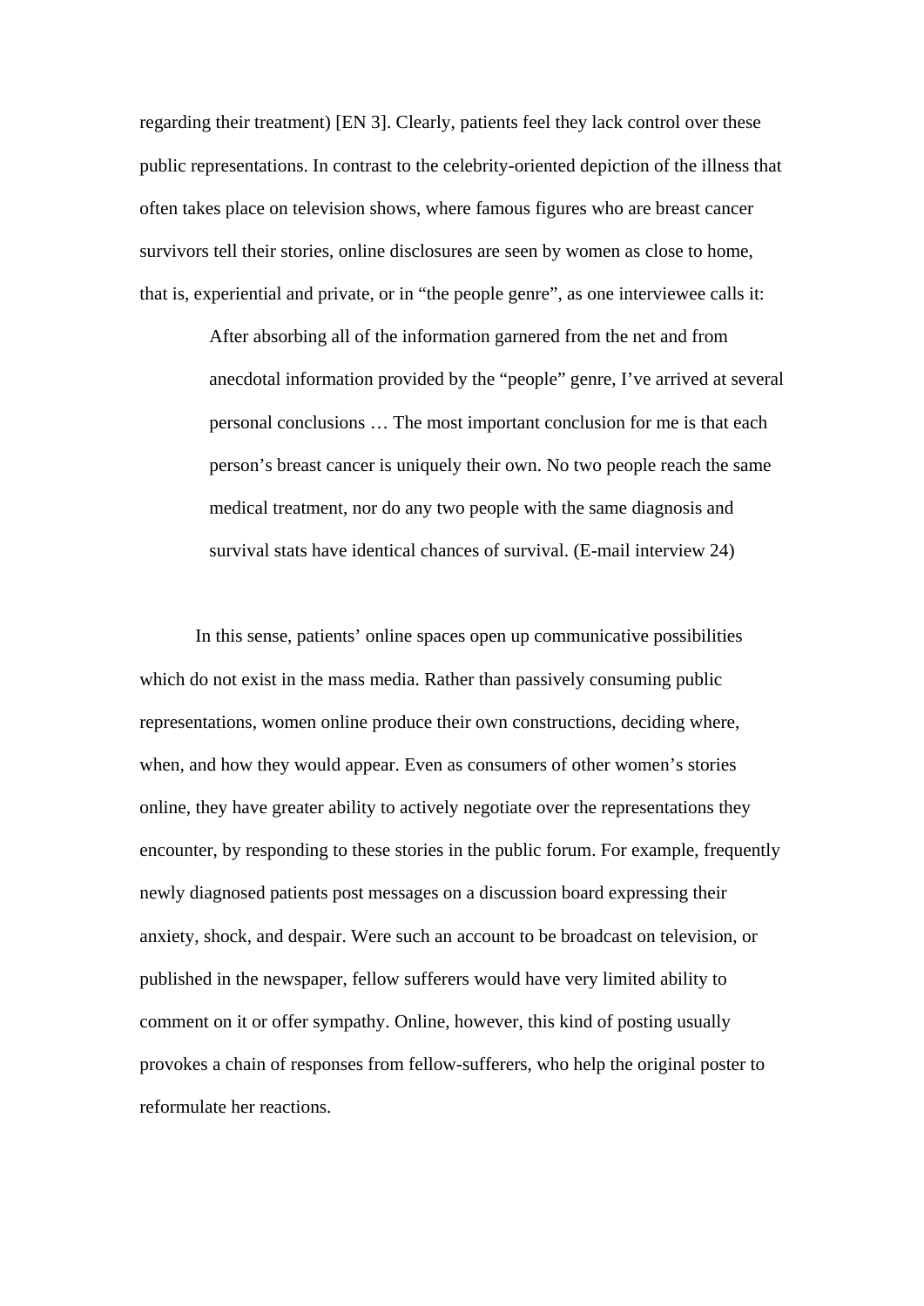regarding their treatment) [EN 3]. Clearly, patients feel they lack control over these public representations. In contrast to the celebrity-oriented depiction of the illness that often takes place on television shows, where famous figures who are breast cancer survivors tell their stories, online disclosures are seen by women as close to home, that is, experiential and private, or in "the people genre", as one interviewee calls it:

> After absorbing all of the information garnered from the net and from anecdotal information provided by the "people" genre, I've arrived at several personal conclusions … The most important conclusion for me is that each person's breast cancer is uniquely their own. No two people reach the same medical treatment, nor do any two people with the same diagnosis and survival stats have identical chances of survival. (E-mail interview 24)

In this sense, patients' online spaces open up communicative possibilities which do not exist in the mass media. Rather than passively consuming public representations, women online produce their own constructions, deciding where, when, and how they would appear. Even as consumers of other women's stories online, they have greater ability to actively negotiate over the representations they encounter, by responding to these stories in the public forum. For example, frequently newly diagnosed patients post messages on a discussion board expressing their anxiety, shock, and despair. Were such an account to be broadcast on television, or published in the newspaper, fellow sufferers would have very limited ability to comment on it or offer sympathy. Online, however, this kind of posting usually provokes a chain of responses from fellow-sufferers, who help the original poster to reformulate her reactions.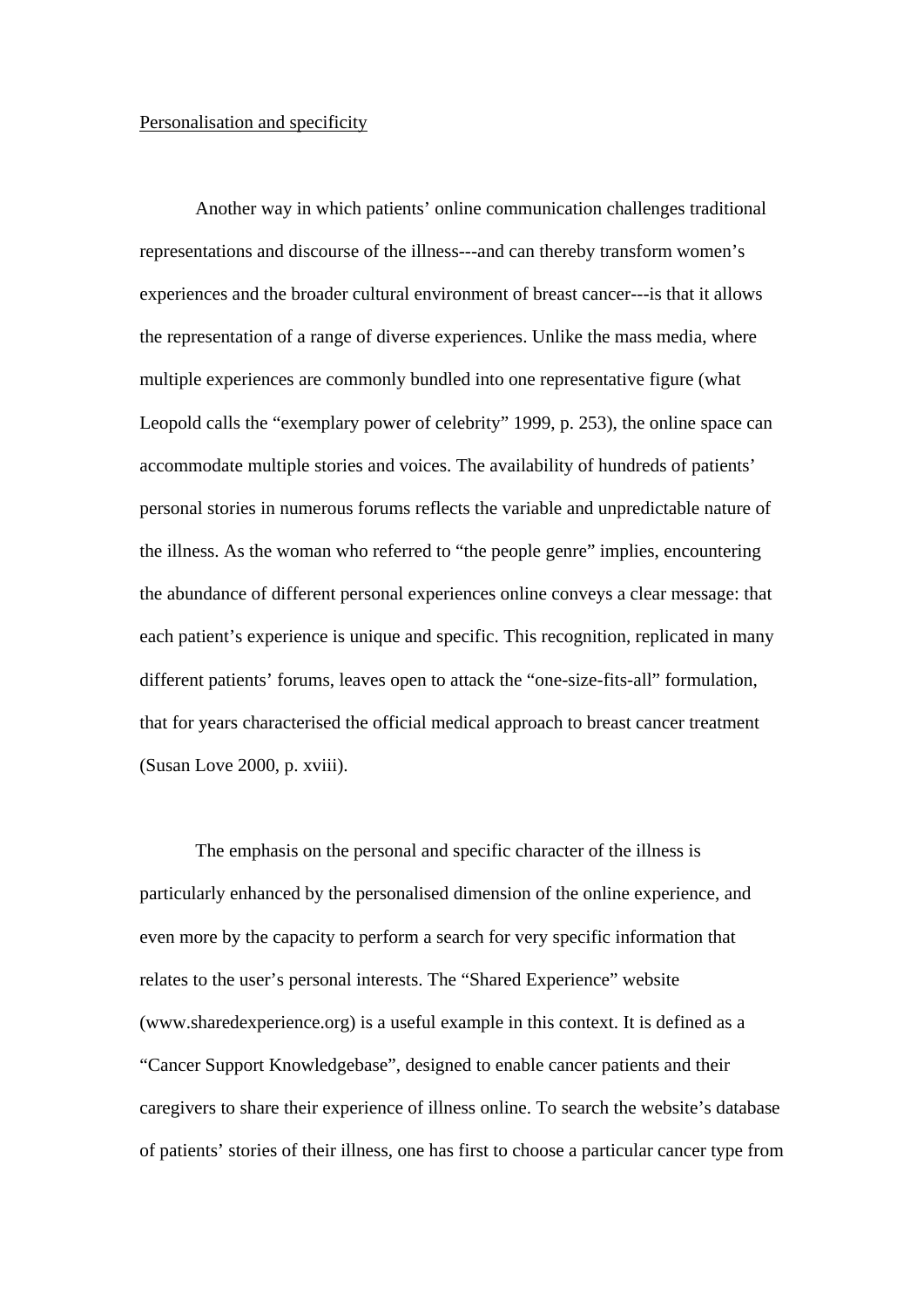Personalisation and specificity

Another way in which patients' online communication challenges traditional representations and discourse of the illness---and can thereby transform women's experiences and the broader cultural environment of breast cancer---is that it allows the representation of a range of diverse experiences. Unlike the mass media, where multiple experiences are commonly bundled into one representative figure (what Leopold calls the "exemplary power of celebrity" 1999, p. 253), the online space can accommodate multiple stories and voices. The availability of hundreds of patients' personal stories in numerous forums reflects the variable and unpredictable nature of the illness. As the woman who referred to "the people genre" implies, encountering the abundance of different personal experiences online conveys a clear message: that each patient's experience is unique and specific. This recognition, replicated in many different patients' forums, leaves open to attack the "one-size-fits-all" formulation, that for years characterised the official medical approach to breast cancer treatment (Susan Love 2000, p. xviii).

The emphasis on the personal and specific character of the illness is particularly enhanced by the personalised dimension of the online experience, and even more by the capacity to perform a search for very specific information that relates to the user's personal interests. The "Shared Experience" website (www.sharedexperience.org) is a useful example in this context. It is defined as a "Cancer Support Knowledgebase", designed to enable cancer patients and their caregivers to share their experience of illness online. To search the website's database of patients' stories of their illness, one has first to choose a particular cancer type from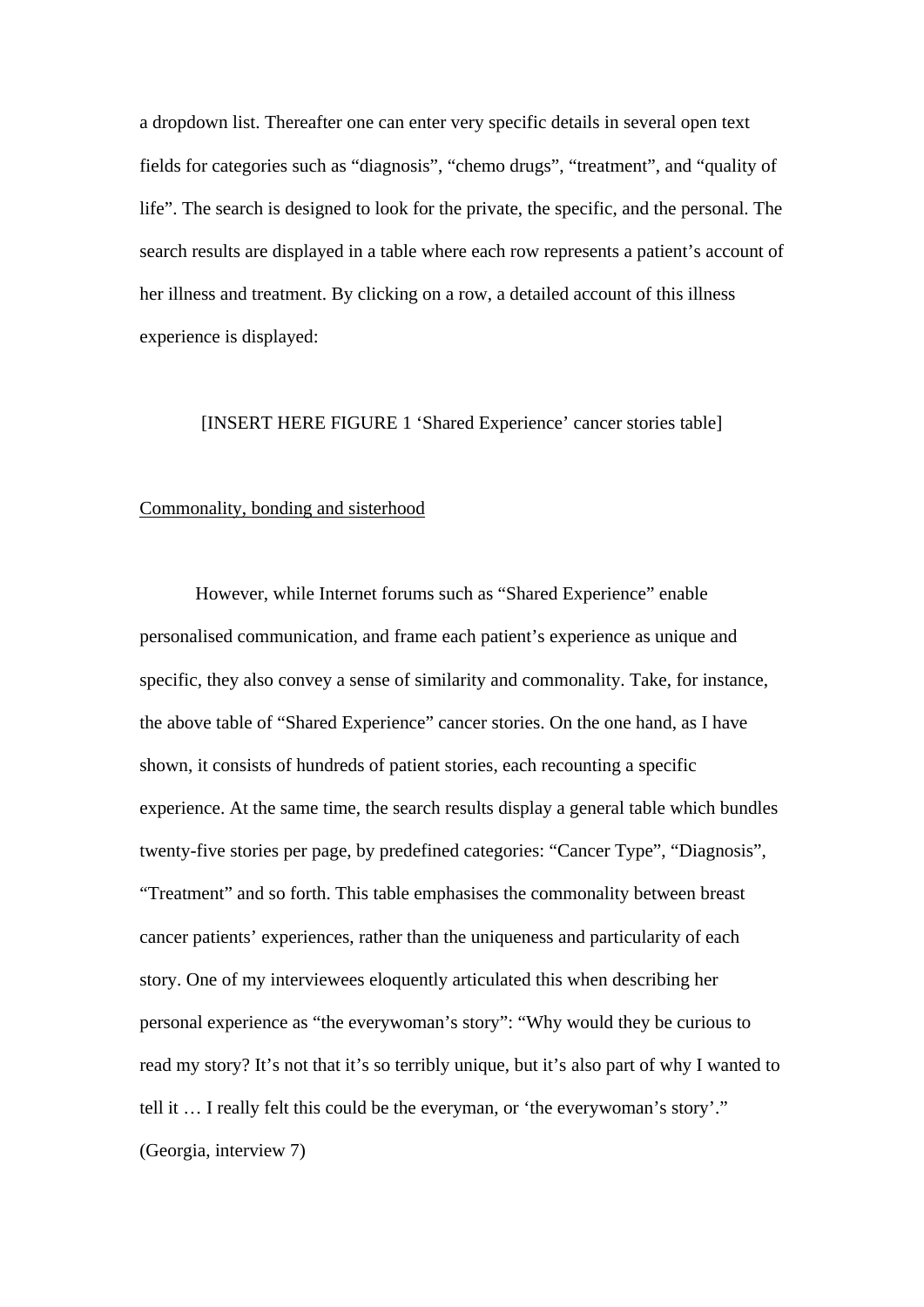a dropdown list. Thereafter one can enter very specific details in several open text fields for categories such as "diagnosis", "chemo drugs", "treatment", and "quality of life". The search is designed to look for the private, the specific, and the personal. The search results are displayed in a table where each row represents a patient's account of her illness and treatment. By clicking on a row, a detailed account of this illness experience is displayed:

[INSERT HERE FIGURE 1 'Shared Experience' cancer stories table]

<u>Commonality, bonding and sisterhood</u>

However, while Internet forums such as "Shared Experience" enable personalised communication, and frame each patient's experience as unique and specific, they also convey a sense of similarity and commonality. Take, for instance, the above table of "Shared Experience" cancer stories. On the one hand, as I have shown, it consists of hundreds of patient stories, each recounting a specific experience. At the same time, the search results display a general table which bundles twenty-five stories per page, by predefined categories: "Cancer Type", "Diagnosis", "Treatment" and so forth. This table emphasises the commonality between breast cancer patients' experiences, rather than the uniqueness and particularity of each story. One of my interviewees eloquently articulated this when describing her personal experience as "the everywoman's story": "Why would they be curious to read my story? It's not that it's so terribly unique, but it's also part of why I wanted to tell it … I really felt this could be the everyman, or 'the everywoman's story'." (Georgia, interview 7)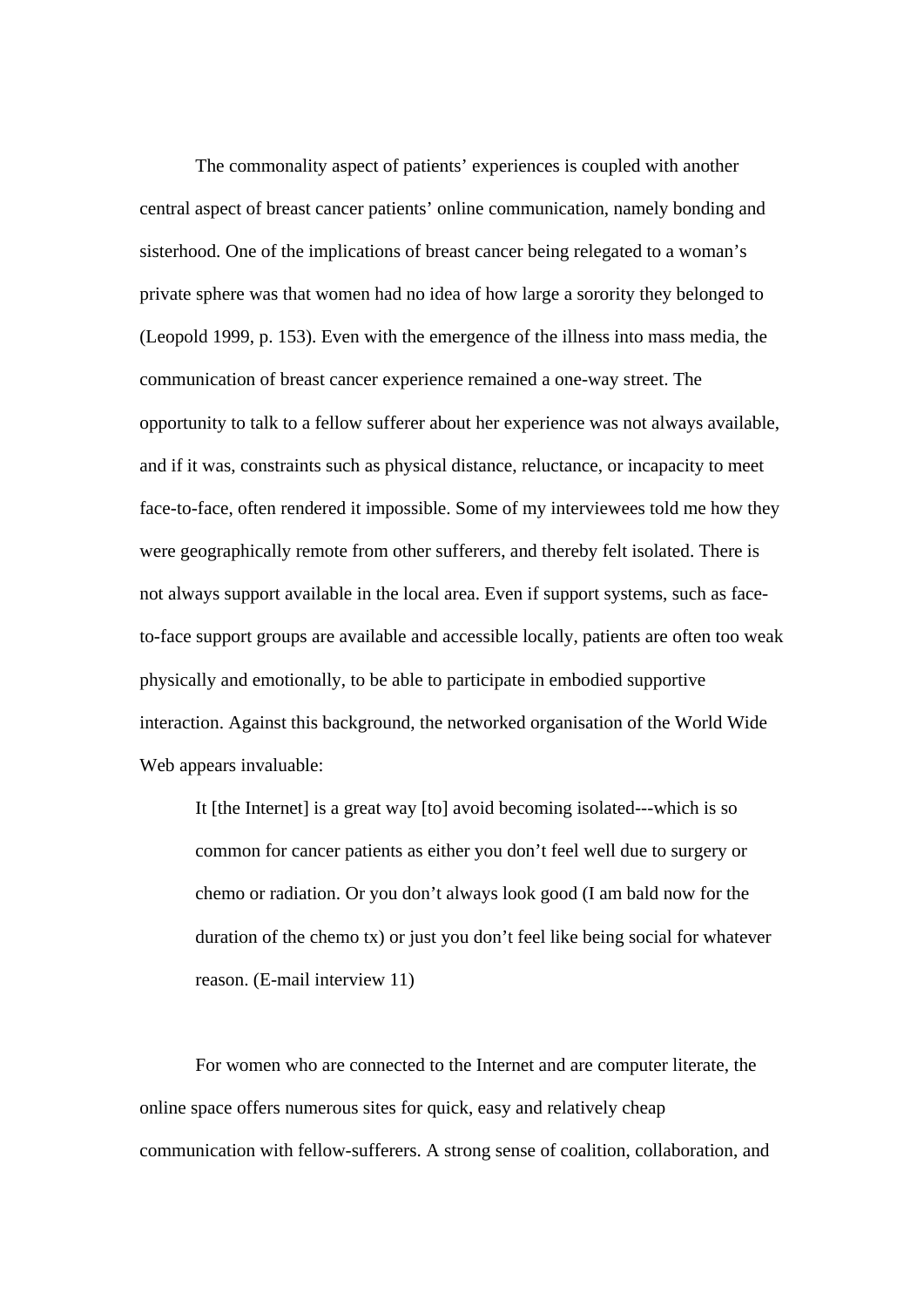The commonality aspect of patients' experiences is coupled with another central aspect of breast cancer patients' online communication, namely bonding and sisterhood. One of the implications of breast cancer being relegated to a woman's private sphere was that women had no idea of how large a sorority they belonged to (Leopold 1999, p. 153). Even with the emergence of the illness into mass media, the communication of breast cancer experience remained a one-way street. The opportunity to talk to a fellow sufferer about her experience was not always available, and if it was, constraints such as physical distance, reluctance, or incapacity to meet face-to-face, often rendered it impossible. Some of my interviewees told me how they were geographically remote from other sufferers, and thereby felt isolated. There is not always support available in the local area. Even if support systems, such as face-to-face support groups are available and accessible locally, patients are often too weak physically and emotionally, to be able to participate in embodied supportive interaction. Against this background, the networked organisation of the World Wide Web appears invaluable:

> It [the Internet] is a great way [to] avoid becoming isolated---which is so common for cancer patients as either you don't feel well due to surgery or chemo or radiation. Or you don't always look good (I am bald now for the duration of the chemo tx) or just you don't feel like being social for whatever reason. (E-mail interview 11)

For women who are connected to the Internet and are computer literate, the online space offers numerous sites for quick, easy and relatively cheap communication with fellow-sufferers. A strong sense of coalition, collaboration, and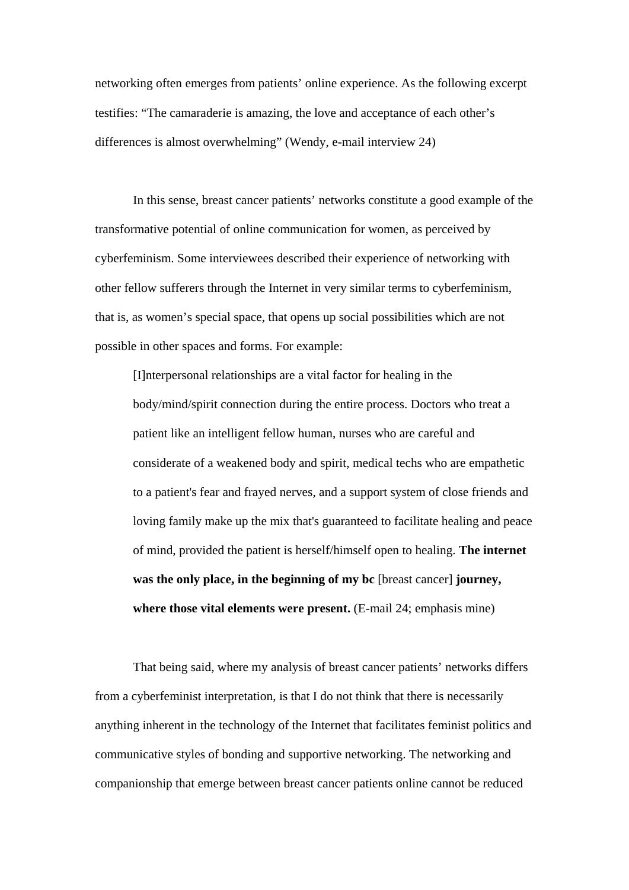networking often emerges from patients' online experience. As the following excerpt testifies: "The camaraderie is amazing, the love and acceptance of each other's differences is almost overwhelming" (Wendy, e-mail interview 24)

In this sense, breast cancer patients' networks constitute a good example of the transformative potential of online communication for women, as perceived by cyberfeminism. Some interviewees described their experience of networking with other fellow sufferers through the Internet in very similar terms to cyberfeminism, that is, as women's special space, that opens up social possibilities which are not possible in other spaces and forms. For example:

> [I]nterpersonal relationships are a vital factor for healing in the body/mind/spirit connection during the entire process. Doctors who treat a patient like an intelligent fellow human, nurses who are careful and considerate of a weakened body and spirit, medical techs who are empathetic to a patient's fear and frayed nerves, and a support system of close friends and loving family make up the mix that's guaranteed to facilitate healing and peace of mind, provided the patient is herself/himself open to healing. **The internet was the only place, in the beginning of my bc** [breast cancer] **journey, where those vital elements were present.** (E-mail 24; emphasis mine)

That being said, where my analysis of breast cancer patients' networks differs from a cyberfeminist interpretation, is that I do not think that there is necessarily anything inherent in the technology of the Internet that facilitates feminist politics and communicative styles of bonding and supportive networking. The networking and companionship that emerge between breast cancer patients online cannot be reduced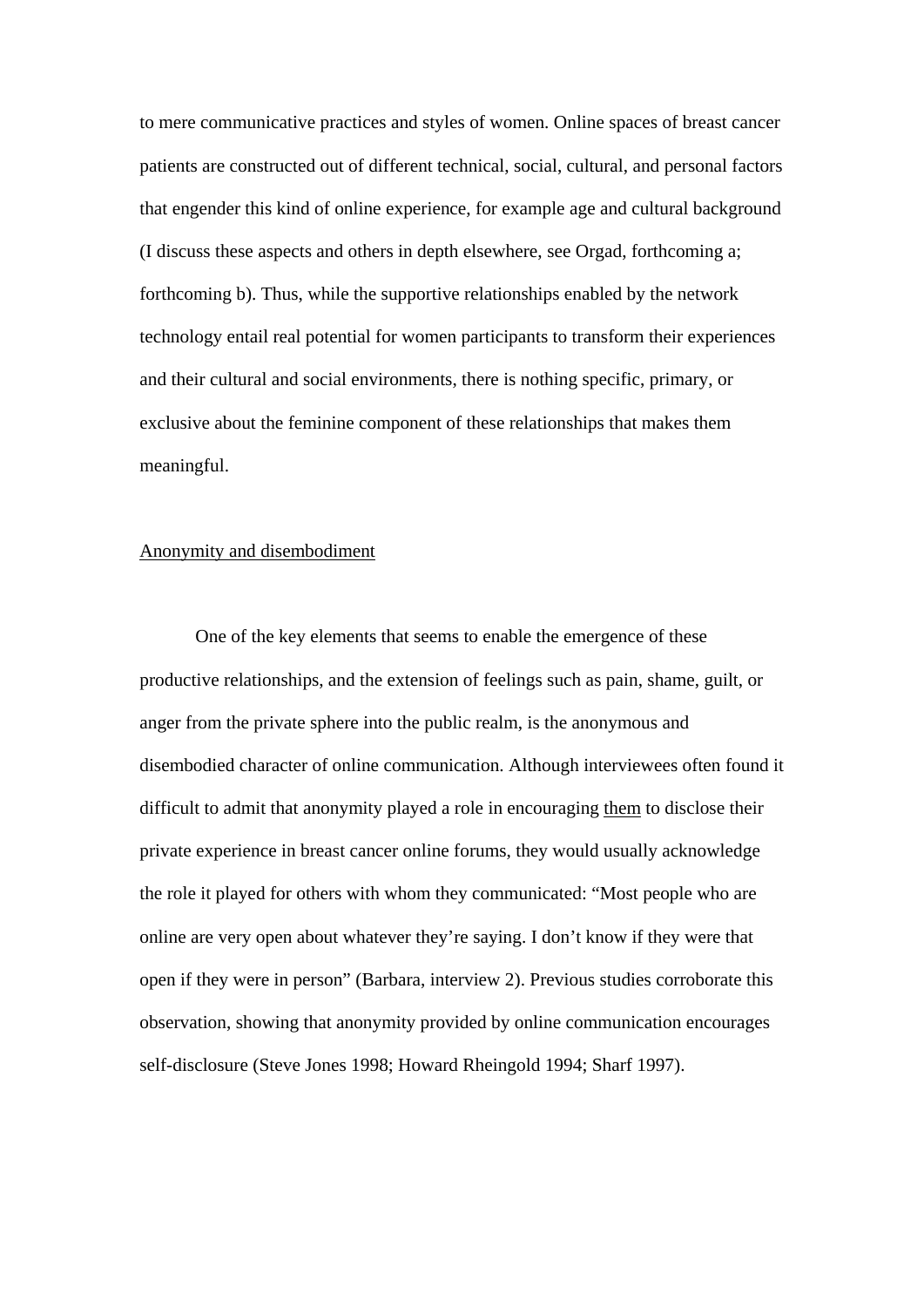to mere communicative practices and styles of women. Online spaces of breast cancer patients are constructed out of different technical, social, cultural, and personal factors that engender this kind of online experience, for example age and cultural background (I discuss these aspects and others in depth elsewhere, see Orgad, forthcoming a; forthcoming b). Thus, while the supportive relationships enabled by the network technology entail real potential for women participants to transform their experiences and their cultural and social environments, there is nothing specific, primary, or exclusive about the feminine component of these relationships that makes them meaningful.

## Anonymity and disembodiment

One of the key elements that seems to enable the emergence of these productive relationships, and the extension of feelings such as pain, shame, guilt, or anger from the private sphere into the public realm, is the anonymous and disembodied character of online communication. Although interviewees often found it difficult to admit that anonymity played a role in encouraging them to disclose their private experience in breast cancer online forums, they would usually acknowledge the role it played for others with whom they communicated: "Most people who are online are very open about whatever they're saying. I don't know if they were that open if they were in person" (Barbara, interview 2). Previous studies corroborate this observation, showing that anonymity provided by online communication encourages self-disclosure (Steve Jones 1998; Howard Rheingold 1994; Sharf 1997).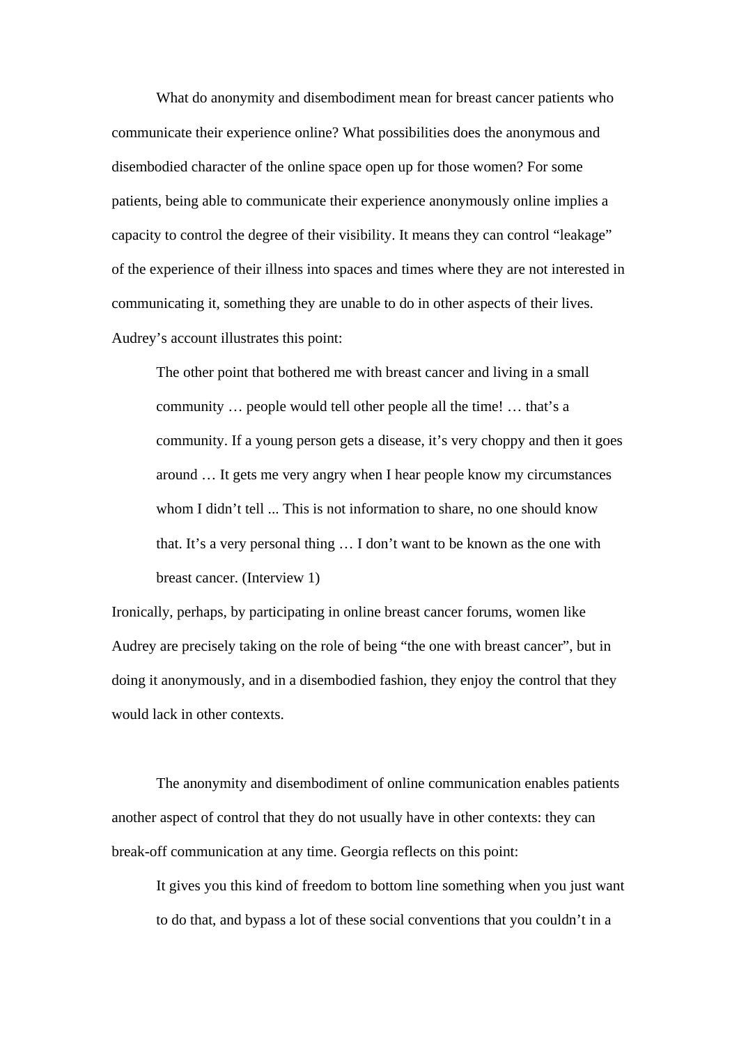What do anonymity and disembodiment mean for breast cancer patients who communicate their experience online? What possibilities does the anonymous and disembodied character of the online space open up for those women? For some patients, being able to communicate their experience anonymously online implies a capacity to control the degree of their visibility. It means they can control "leakage" of the experience of their illness into spaces and times where they are not interested in communicating it, something they are unable to do in other aspects of their lives. Audrey's account illustrates this point:

> The other point that bothered me with breast cancer and living in a small community … people would tell other people all the time! … that's a community. If a young person gets a disease, it's very choppy and then it goes around … It gets me very angry when I hear people know my circumstances whom I didn't tell ... This is not information to share, no one should know that. It's a very personal thing … I don't want to be known as the one with breast cancer. (Interview 1)

Ironically, perhaps, by participating in online breast cancer forums, women like Audrey are precisely taking on the role of being "the one with breast cancer", but in doing it anonymously, and in a disembodied fashion, they enjoy the control that they would lack in other contexts.

The anonymity and disembodiment of online communication enables patients another aspect of control that they do not usually have in other contexts: they can break-off communication at any time. Georgia reflects on this point:

> It gives you this kind of freedom to bottom line something when you just want to do that, and bypass a lot of these social conventions that you couldn't in a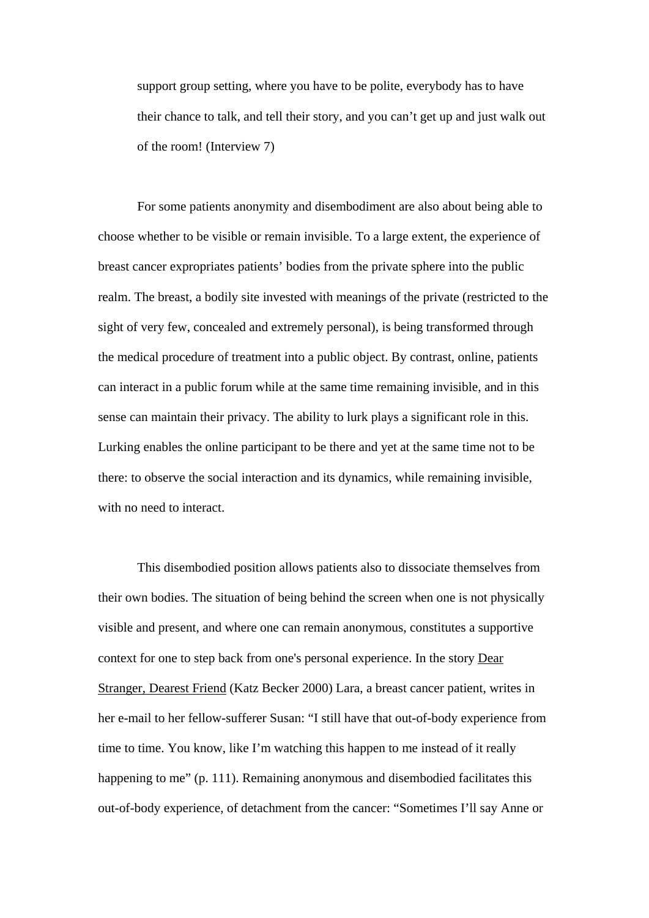> support group setting, where you have to be polite, everybody has to have their chance to talk, and tell their story, and you can't get up and just walk out of the room! (Interview 7)

For some patients anonymity and disembodiment are also about being able to choose whether to be visible or remain invisible. To a large extent, the experience of breast cancer expropriates patients' bodies from the private sphere into the public realm. The breast, a bodily site invested with meanings of the private (restricted to the sight of very few, concealed and extremely personal), is being transformed through the medical procedure of treatment into a public object. By contrast, online, patients can interact in a public forum while at the same time remaining invisible, and in this sense can maintain their privacy. The ability to lurk plays a significant role in this. Lurking enables the online participant to be there and yet at the same time not to be there: to observe the social interaction and its dynamics, while remaining invisible, with no need to interact.

This disembodied position allows patients also to dissociate themselves from their own bodies. The situation of being behind the screen when one is not physically visible and present, and where one can remain anonymous, constitutes a supportive context for one to step back from one's personal experience. In the story Dear Stranger, Dearest Friend (Katz Becker 2000) Lara, a breast cancer patient, writes in her e-mail to her fellow-sufferer Susan: "I still have that out-of-body experience from time to time. You know, like I'm watching this happen to me instead of it really happening to me" (p. 111). Remaining anonymous and disembodied facilitates this out-of-body experience, of detachment from the cancer: "Sometimes I'll say Anne or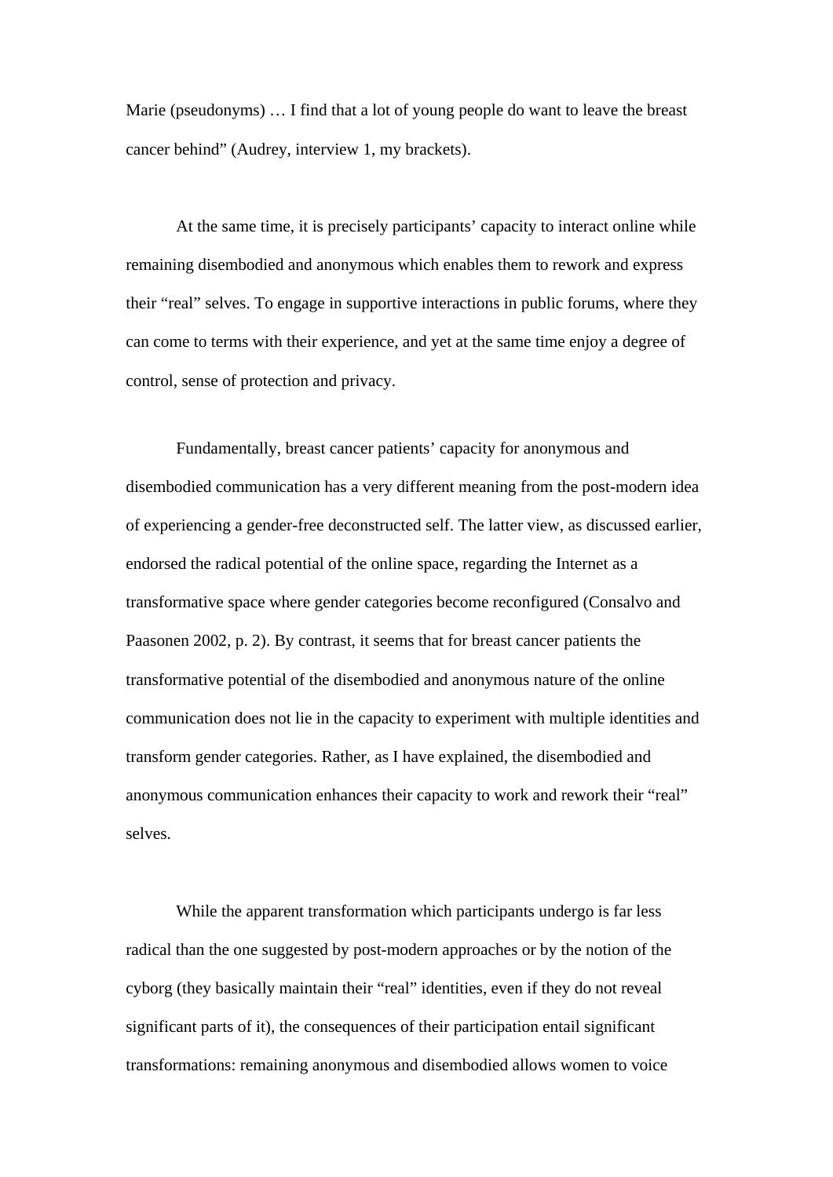Marie (pseudonyms) … I find that a lot of young people do want to leave the breast cancer behind" (Audrey, interview 1, my brackets).

At the same time, it is precisely participants' capacity to interact online while remaining disembodied and anonymous which enables them to rework and express their "real" selves. To engage in supportive interactions in public forums, where they can come to terms with their experience, and yet at the same time enjoy a degree of control, sense of protection and privacy.

Fundamentally, breast cancer patients' capacity for anonymous and disembodied communication has a very different meaning from the post-modern idea of experiencing a gender-free deconstructed self. The latter view, as discussed earlier, endorsed the radical potential of the online space, regarding the Internet as a transformative space where gender categories become reconfigured (Consalvo and Paasonen 2002, p. 2). By contrast, it seems that for breast cancer patients the transformative potential of the disembodied and anonymous nature of the online communication does not lie in the capacity to experiment with multiple identities and transform gender categories. Rather, as I have explained, the disembodied and anonymous communication enhances their capacity to work and rework their "real" selves.

While the apparent transformation which participants undergo is far less radical than the one suggested by post-modern approaches or by the notion of the cyborg (they basically maintain their "real" identities, even if they do not reveal significant parts of it), the consequences of their participation entail significant transformations: remaining anonymous and disembodied allows women to voice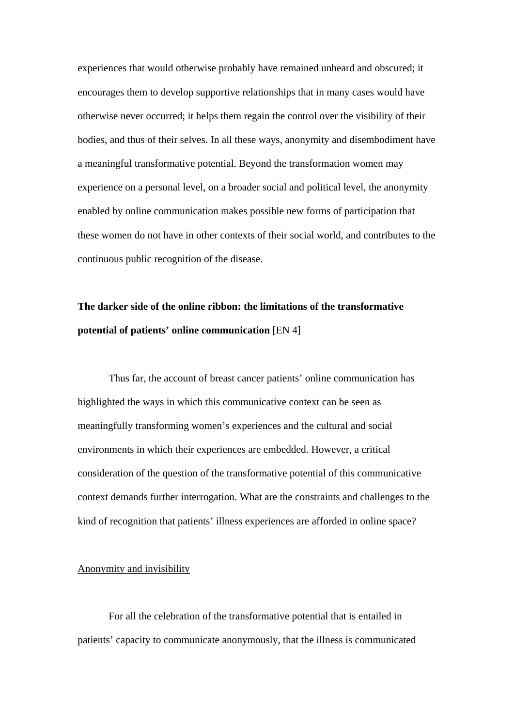experiences that would otherwise probably have remained unheard and obscured; it encourages them to develop supportive relationships that in many cases would have otherwise never occurred; it helps them regain the control over the visibility of their bodies, and thus of their selves. In all these ways, anonymity and disembodiment have a meaningful transformative potential. Beyond the transformation women may experience on a personal level, on a broader social and political level, the anonymity enabled by online communication makes possible new forms of participation that these women do not have in other contexts of their social world, and contributes to the continuous public recognition of the disease.

## **The darker side of the online ribbon: the limitations of the transformative potential of patients' online communication** [EN 4]

Thus far, the account of breast cancer patients' online communication has highlighted the ways in which this communicative context can be seen as meaningfully transforming women's experiences and the cultural and social environments in which their experiences are embedded. However, a critical consideration of the question of the transformative potential of this communicative context demands further interrogation. What are the constraints and challenges to the kind of recognition that patients' illness experiences are afforded in online space?

### Anonymity and invisibility

For all the celebration of the transformative potential that is entailed in patients' capacity to communicate anonymously, that the illness is communicated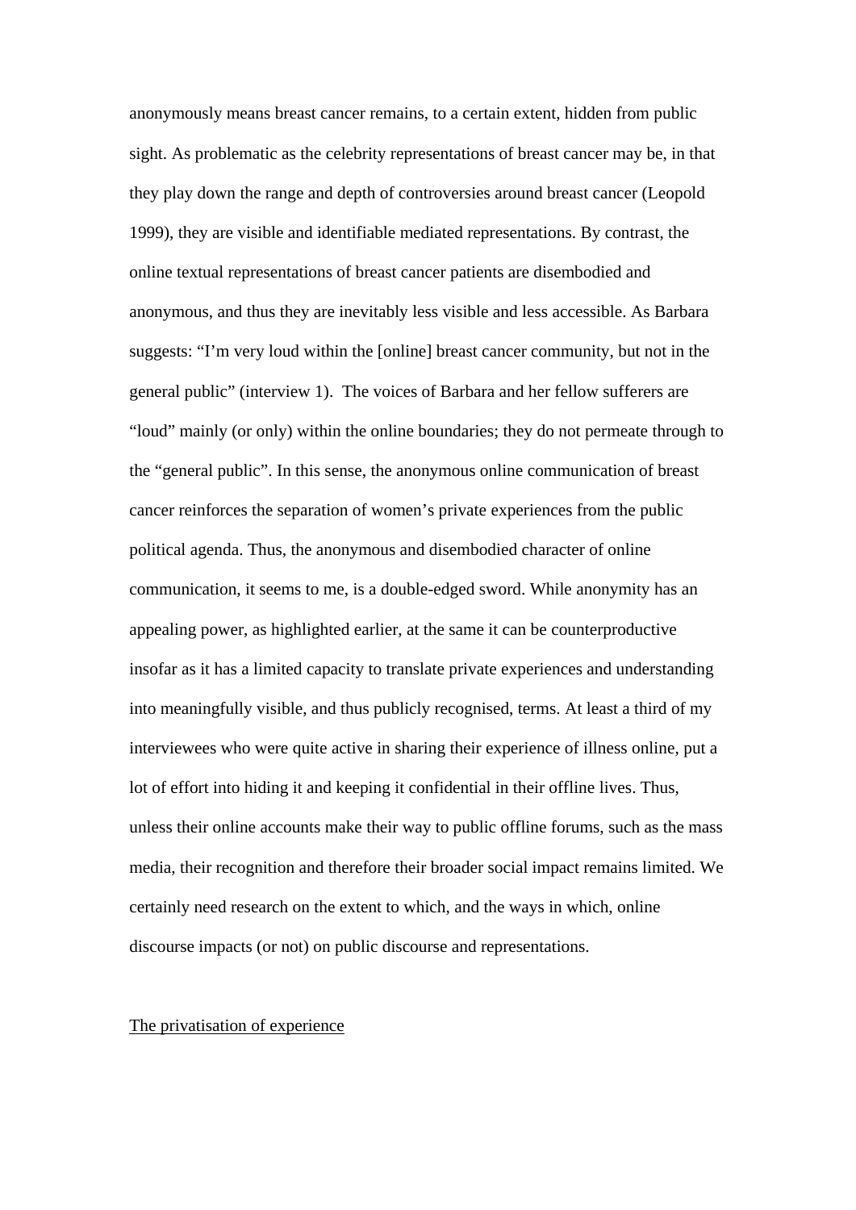anonymously means breast cancer remains, to a certain extent, hidden from public sight. As problematic as the celebrity representations of breast cancer may be, in that they play down the range and depth of controversies around breast cancer (Leopold 1999), they are visible and identifiable mediated representations. By contrast, the online textual representations of breast cancer patients are disembodied and anonymous, and thus they are inevitably less visible and less accessible. As Barbara suggests: "I'm very loud within the [online] breast cancer community, but not in the general public" (interview 1). The voices of Barbara and her fellow sufferers are "loud" mainly (or only) within the online boundaries; they do not permeate through to the "general public". In this sense, the anonymous online communication of breast cancer reinforces the separation of women's private experiences from the public political agenda. Thus, the anonymous and disembodied character of online communication, it seems to me, is a double-edged sword. While anonymity has an appealing power, as highlighted earlier, at the same it can be counterproductive insofar as it has a limited capacity to translate private experiences and understanding into meaningfully visible, and thus publicly recognised, terms. At least a third of my interviewees who were quite active in sharing their experience of illness online, put a lot of effort into hiding it and keeping it confidential in their offline lives. Thus, unless their online accounts make their way to public offline forums, such as the mass media, their recognition and therefore their broader social impact remains limited. We certainly need research on the extent to which, and the ways in which, online discourse impacts (or not) on public discourse and representations.

## The privatisation of experience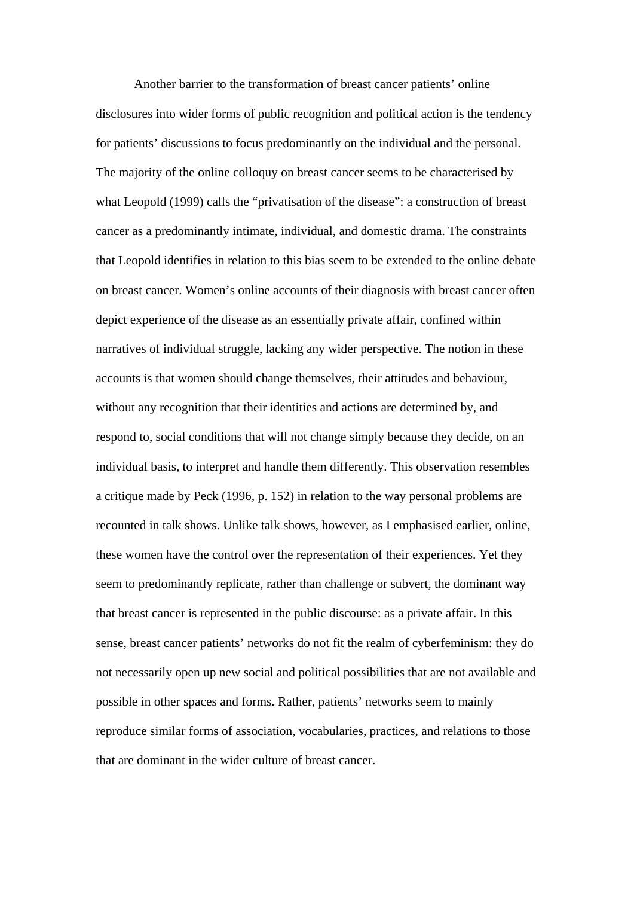Another barrier to the transformation of breast cancer patients' online disclosures into wider forms of public recognition and political action is the tendency for patients' discussions to focus predominantly on the individual and the personal. The majority of the online colloquy on breast cancer seems to be characterised by what Leopold (1999) calls the "privatisation of the disease": a construction of breast cancer as a predominantly intimate, individual, and domestic drama. The constraints that Leopold identifies in relation to this bias seem to be extended to the online debate on breast cancer. Women's online accounts of their diagnosis with breast cancer often depict experience of the disease as an essentially private affair, confined within narratives of individual struggle, lacking any wider perspective. The notion in these accounts is that women should change themselves, their attitudes and behaviour, without any recognition that their identities and actions are determined by, and respond to, social conditions that will not change simply because they decide, on an individual basis, to interpret and handle them differently. This observation resembles a critique made by Peck (1996, p. 152) in relation to the way personal problems are recounted in talk shows. Unlike talk shows, however, as I emphasised earlier, online, these women have the control over the representation of their experiences. Yet they seem to predominantly replicate, rather than challenge or subvert, the dominant way that breast cancer is represented in the public discourse: as a private affair. In this sense, breast cancer patients' networks do not fit the realm of cyberfeminism: they do not necessarily open up new social and political possibilities that are not available and possible in other spaces and forms. Rather, patients' networks seem to mainly reproduce similar forms of association, vocabularies, practices, and relations to those that are dominant in the wider culture of breast cancer.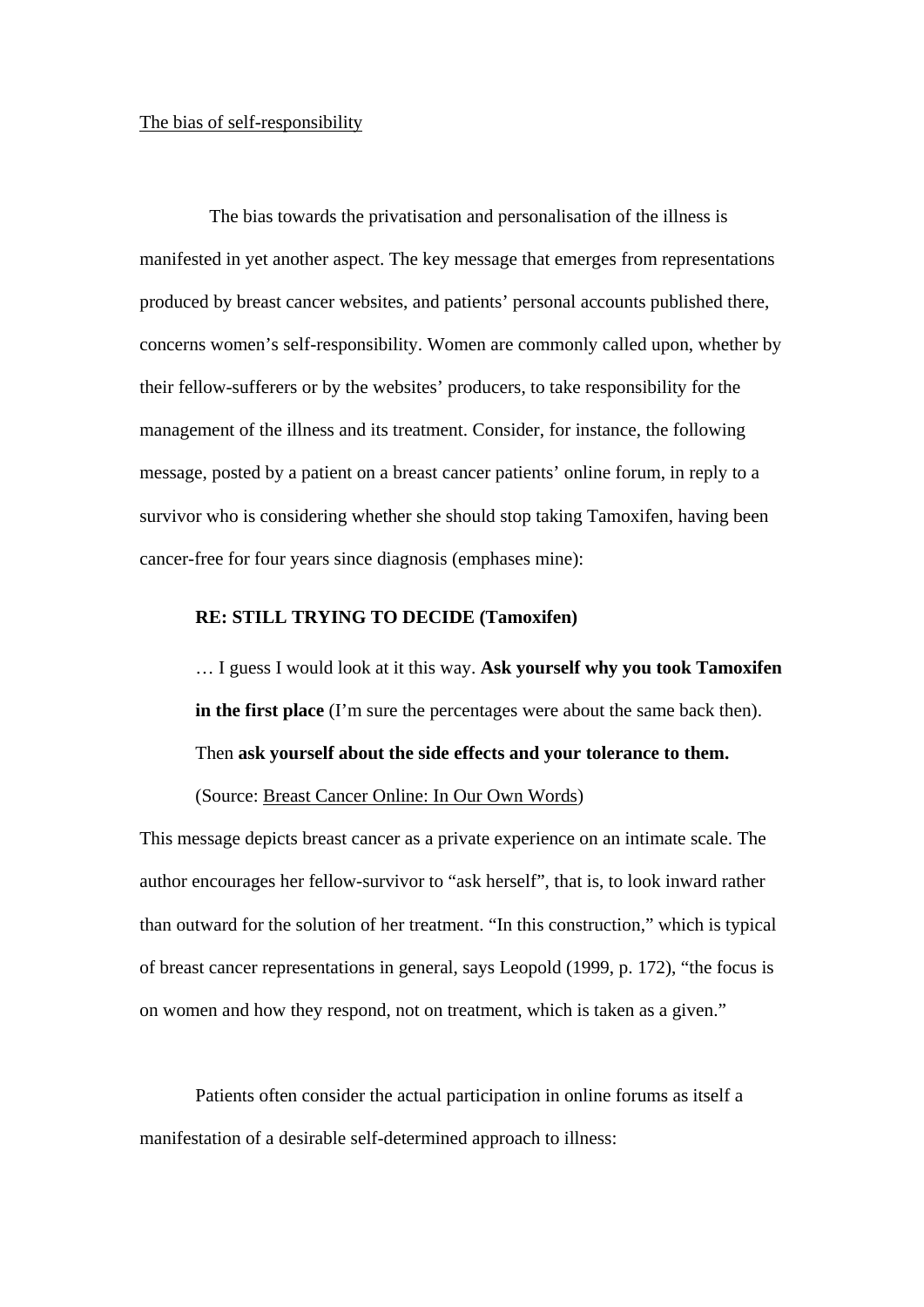The bias of self-responsibility

The bias towards the privatisation and personalisation of the illness is manifested in yet another aspect. The key message that emerges from representations produced by breast cancer websites, and patients' personal accounts published there, concerns women's self-responsibility. Women are commonly called upon, whether by their fellow-sufferers or by the websites' producers, to take responsibility for the management of the illness and its treatment. Consider, for instance, the following message, posted by a patient on a breast cancer patients' online forum, in reply to a survivor who is considering whether she should stop taking Tamoxifen, having been cancer-free for four years since diagnosis (emphases mine):

> **RE: STILL TRYING TO DECIDE (Tamoxifen)**
>
> … I guess I would look at it this way. **Ask yourself why you took Tamoxifen in the first place** (I'm sure the percentages were about the same back then). Then **ask yourself about the side effects and your tolerance to them.**
>
> (Source: Breast Cancer Online: In Our Own Words)

This message depicts breast cancer as a private experience on an intimate scale. The author encourages her fellow-survivor to "ask herself", that is, to look inward rather than outward for the solution of her treatment. "In this construction," which is typical of breast cancer representations in general, says Leopold (1999, p. 172), "the focus is on women and how they respond, not on treatment, which is taken as a given."

Patients often consider the actual participation in online forums as itself a manifestation of a desirable self-determined approach to illness: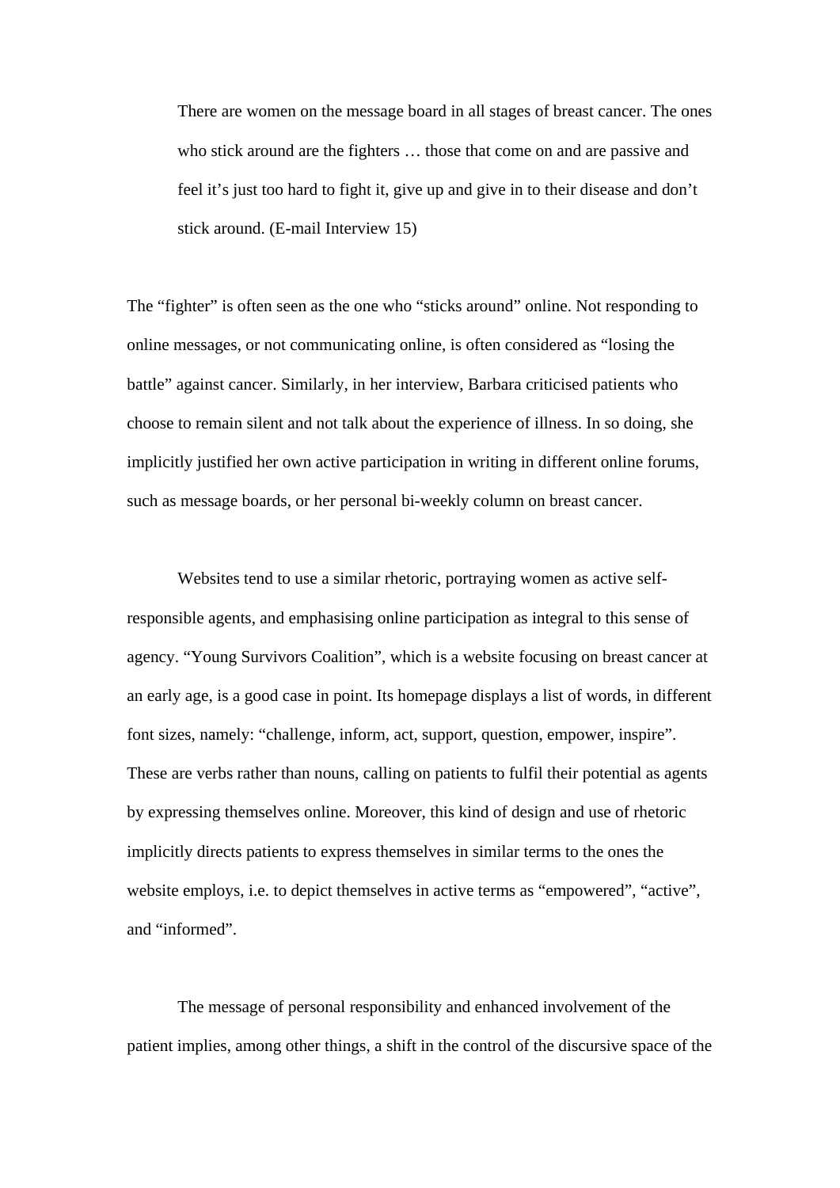> There are women on the message board in all stages of breast cancer. The ones who stick around are the fighters … those that come on and are passive and feel it's just too hard to fight it, give up and give in to their disease and don't stick around. (E-mail Interview 15)

The "fighter" is often seen as the one who "sticks around" online. Not responding to online messages, or not communicating online, is often considered as "losing the battle" against cancer. Similarly, in her interview, Barbara criticised patients who choose to remain silent and not talk about the experience of illness. In so doing, she implicitly justified her own active participation in writing in different online forums, such as message boards, or her personal bi-weekly column on breast cancer.

Websites tend to use a similar rhetoric, portraying women as active self-responsible agents, and emphasising online participation as integral to this sense of agency. "Young Survivors Coalition", which is a website focusing on breast cancer at an early age, is a good case in point. Its homepage displays a list of words, in different font sizes, namely: "challenge, inform, act, support, question, empower, inspire". These are verbs rather than nouns, calling on patients to fulfil their potential as agents by expressing themselves online. Moreover, this kind of design and use of rhetoric implicitly directs patients to express themselves in similar terms to the ones the website employs, i.e. to depict themselves in active terms as "empowered", "active", and "informed".

The message of personal responsibility and enhanced involvement of the patient implies, among other things, a shift in the control of the discursive space of the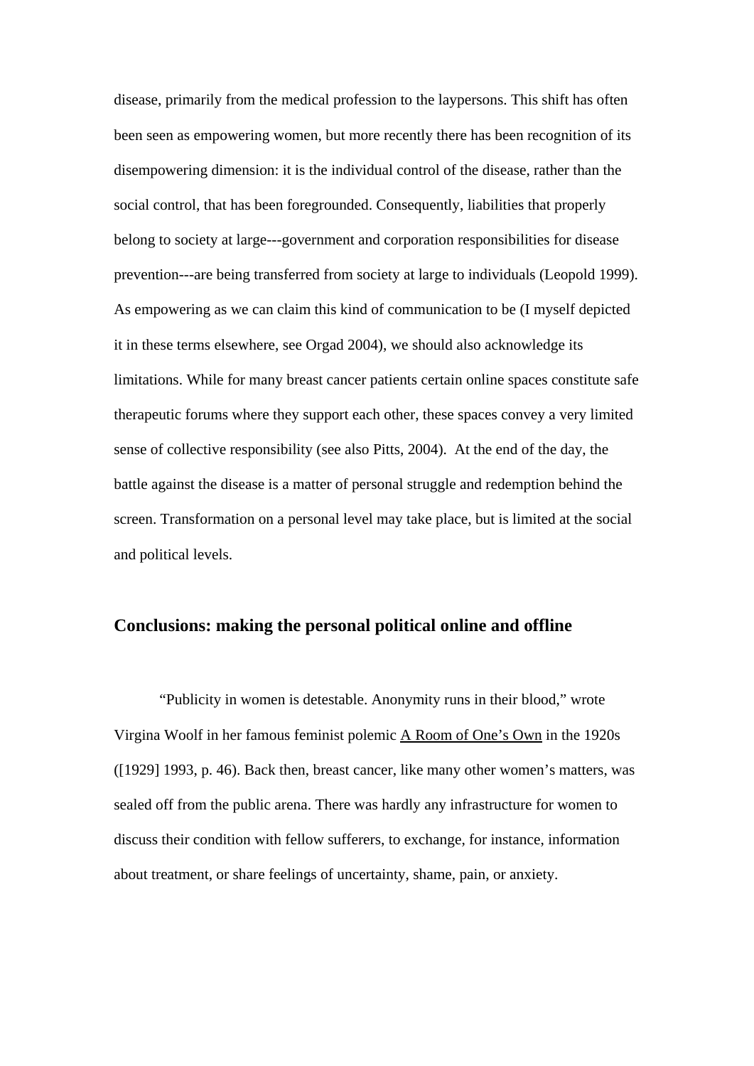disease, primarily from the medical profession to the laypersons. This shift has often been seen as empowering women, but more recently there has been recognition of its disempowering dimension: it is the individual control of the disease, rather than the social control, that has been foregrounded. Consequently, liabilities that properly belong to society at large---government and corporation responsibilities for disease prevention---are being transferred from society at large to individuals (Leopold 1999). As empowering as we can claim this kind of communication to be (I myself depicted it in these terms elsewhere, see Orgad 2004), we should also acknowledge its limitations. While for many breast cancer patients certain online spaces constitute safe therapeutic forums where they support each other, these spaces convey a very limited sense of collective responsibility (see also Pitts, 2004). At the end of the day, the battle against the disease is a matter of personal struggle and redemption behind the screen. Transformation on a personal level may take place, but is limited at the social and political levels.

## Conclusions: making the personal political online and offline

"Publicity in women is detestable. Anonymity runs in their blood," wrote Virgina Woolf in her famous feminist polemic A Room of One's Own in the 1920s ([1929] 1993, p. 46). Back then, breast cancer, like many other women's matters, was sealed off from the public arena. There was hardly any infrastructure for women to discuss their condition with fellow sufferers, to exchange, for instance, information about treatment, or share feelings of uncertainty, shame, pain, or anxiety.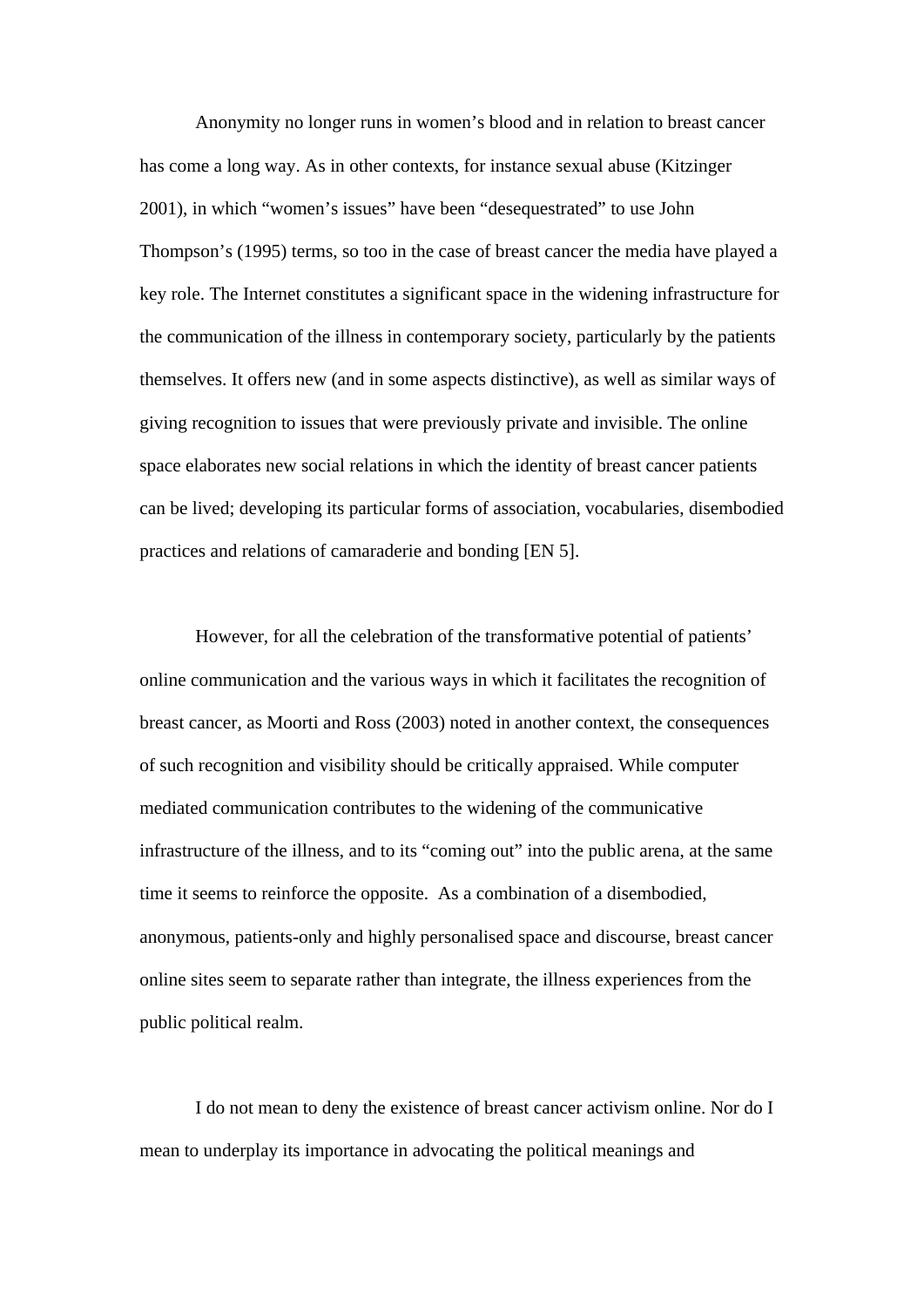Anonymity no longer runs in women's blood and in relation to breast cancer has come a long way. As in other contexts, for instance sexual abuse (Kitzinger 2001), in which "women's issues" have been "desequestrated" to use John Thompson's (1995) terms, so too in the case of breast cancer the media have played a key role. The Internet constitutes a significant space in the widening infrastructure for the communication of the illness in contemporary society, particularly by the patients themselves. It offers new (and in some aspects distinctive), as well as similar ways of giving recognition to issues that were previously private and invisible. The online space elaborates new social relations in which the identity of breast cancer patients can be lived; developing its particular forms of association, vocabularies, disembodied practices and relations of camaraderie and bonding [EN 5].

However, for all the celebration of the transformative potential of patients' online communication and the various ways in which it facilitates the recognition of breast cancer, as Moorti and Ross (2003) noted in another context, the consequences of such recognition and visibility should be critically appraised. While computer mediated communication contributes to the widening of the communicative infrastructure of the illness, and to its "coming out" into the public arena, at the same time it seems to reinforce the opposite. As a combination of a disembodied, anonymous, patients-only and highly personalised space and discourse, breast cancer online sites seem to separate rather than integrate, the illness experiences from the public political realm.

I do not mean to deny the existence of breast cancer activism online. Nor do I mean to underplay its importance in advocating the political meanings and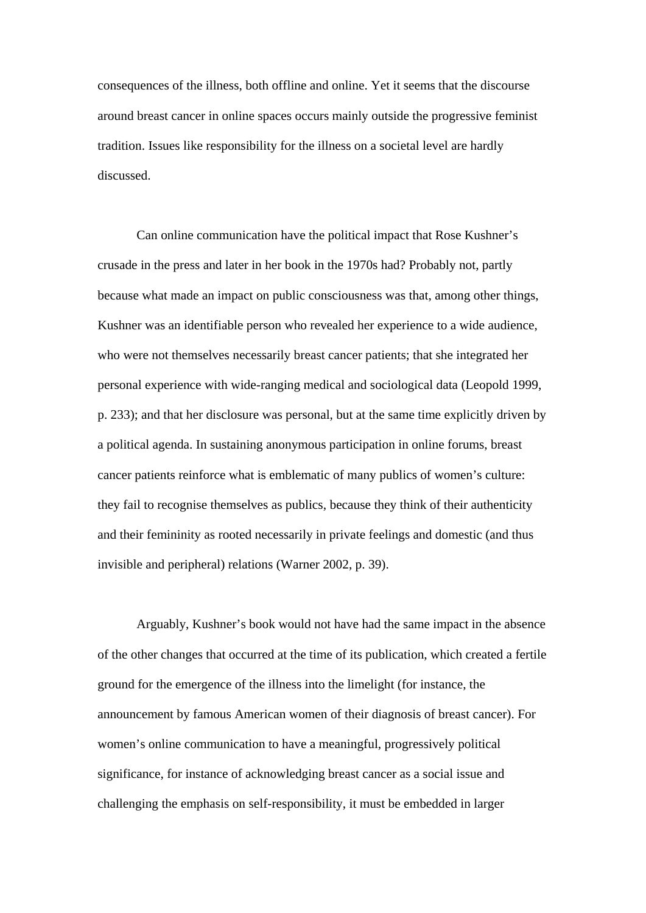consequences of the illness, both offline and online. Yet it seems that the discourse around breast cancer in online spaces occurs mainly outside the progressive feminist tradition. Issues like responsibility for the illness on a societal level are hardly discussed.

Can online communication have the political impact that Rose Kushner's crusade in the press and later in her book in the 1970s had? Probably not, partly because what made an impact on public consciousness was that, among other things, Kushner was an identifiable person who revealed her experience to a wide audience, who were not themselves necessarily breast cancer patients; that she integrated her personal experience with wide-ranging medical and sociological data (Leopold 1999, p. 233); and that her disclosure was personal, but at the same time explicitly driven by a political agenda. In sustaining anonymous participation in online forums, breast cancer patients reinforce what is emblematic of many publics of women's culture: they fail to recognise themselves as publics, because they think of their authenticity and their femininity as rooted necessarily in private feelings and domestic (and thus invisible and peripheral) relations (Warner 2002, p. 39).

Arguably, Kushner's book would not have had the same impact in the absence of the other changes that occurred at the time of its publication, which created a fertile ground for the emergence of the illness into the limelight (for instance, the announcement by famous American women of their diagnosis of breast cancer). For women's online communication to have a meaningful, progressively political significance, for instance of acknowledging breast cancer as a social issue and challenging the emphasis on self-responsibility, it must be embedded in larger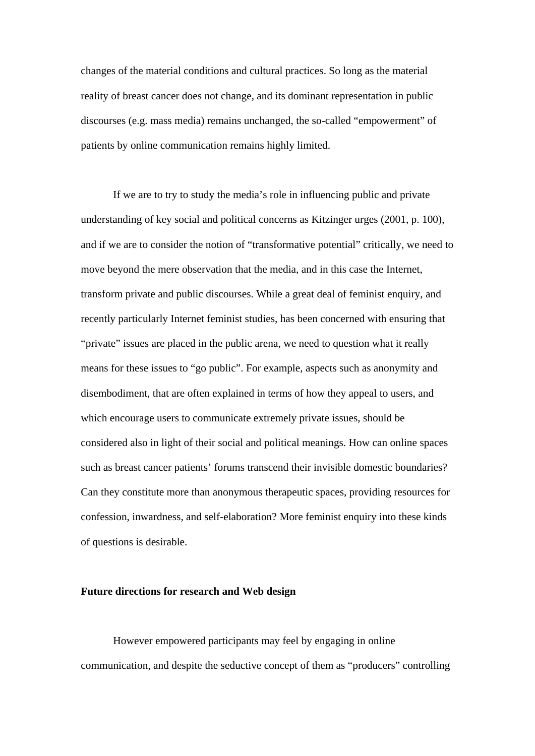changes of the material conditions and cultural practices. So long as the material reality of breast cancer does not change, and its dominant representation in public discourses (e.g. mass media) remains unchanged, the so-called "empowerment" of patients by online communication remains highly limited.

If we are to try to study the media's role in influencing public and private understanding of key social and political concerns as Kitzinger urges (2001, p. 100), and if we are to consider the notion of "transformative potential" critically, we need to move beyond the mere observation that the media, and in this case the Internet, transform private and public discourses. While a great deal of feminist enquiry, and recently particularly Internet feminist studies, has been concerned with ensuring that "private" issues are placed in the public arena, we need to question what it really means for these issues to "go public". For example, aspects such as anonymity and disembodiment, that are often explained in terms of how they appeal to users, and which encourage users to communicate extremely private issues, should be considered also in light of their social and political meanings. How can online spaces such as breast cancer patients' forums transcend their invisible domestic boundaries? Can they constitute more than anonymous therapeutic spaces, providing resources for confession, inwardness, and self-elaboration? More feminist enquiry into these kinds of questions is desirable.

**Future directions for research and Web design**

However empowered participants may feel by engaging in online communication, and despite the seductive concept of them as "producers" controlling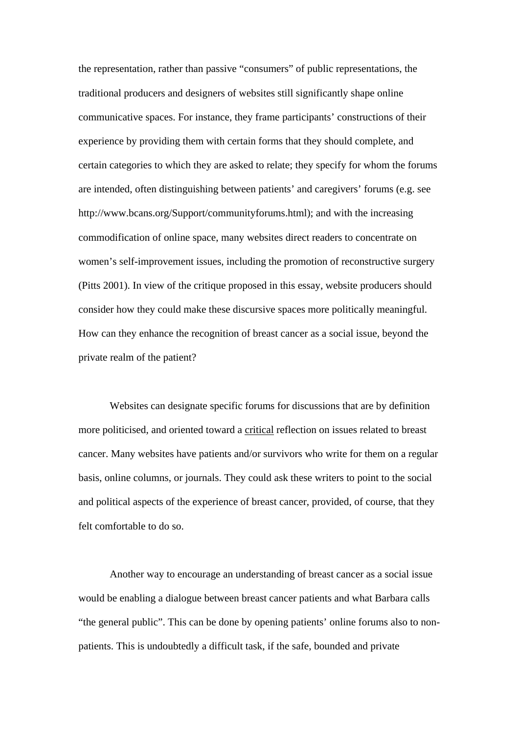the representation, rather than passive "consumers" of public representations, the traditional producers and designers of websites still significantly shape online communicative spaces. For instance, they frame participants' constructions of their experience by providing them with certain forms that they should complete, and certain categories to which they are asked to relate; they specify for whom the forums are intended, often distinguishing between patients' and caregivers' forums (e.g. see http://www.bcans.org/Support/communityforums.html); and with the increasing commodification of online space, many websites direct readers to concentrate on women's self-improvement issues, including the promotion of reconstructive surgery (Pitts 2001). In view of the critique proposed in this essay, website producers should consider how they could make these discursive spaces more politically meaningful. How can they enhance the recognition of breast cancer as a social issue, beyond the private realm of the patient?

Websites can designate specific forums for discussions that are by definition more politicised, and oriented toward a <u>critical</u> reflection on issues related to breast cancer. Many websites have patients and/or survivors who write for them on a regular basis, online columns, or journals. They could ask these writers to point to the social and political aspects of the experience of breast cancer, provided, of course, that they felt comfortable to do so.

Another way to encourage an understanding of breast cancer as a social issue would be enabling a dialogue between breast cancer patients and what Barbara calls "the general public". This can be done by opening patients' online forums also to non-patients. This is undoubtedly a difficult task, if the safe, bounded and private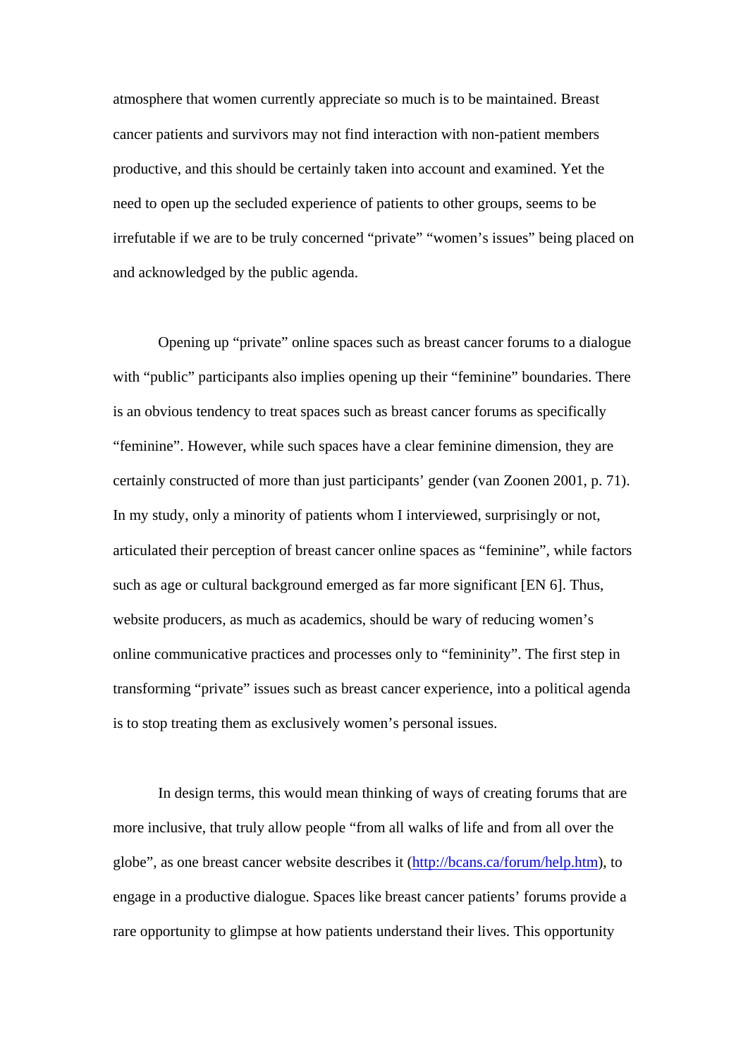atmosphere that women currently appreciate so much is to be maintained. Breast cancer patients and survivors may not find interaction with non-patient members productive, and this should be certainly taken into account and examined. Yet the need to open up the secluded experience of patients to other groups, seems to be irrefutable if we are to be truly concerned "private" "women's issues" being placed on and acknowledged by the public agenda.

Opening up "private" online spaces such as breast cancer forums to a dialogue with "public" participants also implies opening up their "feminine" boundaries. There is an obvious tendency to treat spaces such as breast cancer forums as specifically "feminine". However, while such spaces have a clear feminine dimension, they are certainly constructed of more than just participants' gender (van Zoonen 2001, p. 71). In my study, only a minority of patients whom I interviewed, surprisingly or not, articulated their perception of breast cancer online spaces as "feminine", while factors such as age or cultural background emerged as far more significant [EN 6]. Thus, website producers, as much as academics, should be wary of reducing women's online communicative practices and processes only to "femininity". The first step in transforming "private" issues such as breast cancer experience, into a political agenda is to stop treating them as exclusively women's personal issues.

In design terms, this would mean thinking of ways of creating forums that are more inclusive, that truly allow people "from all walks of life and from all over the globe", as one breast cancer website describes it (http://bcans.ca/forum/help.htm), to engage in a productive dialogue. Spaces like breast cancer patients' forums provide a rare opportunity to glimpse at how patients understand their lives. This opportunity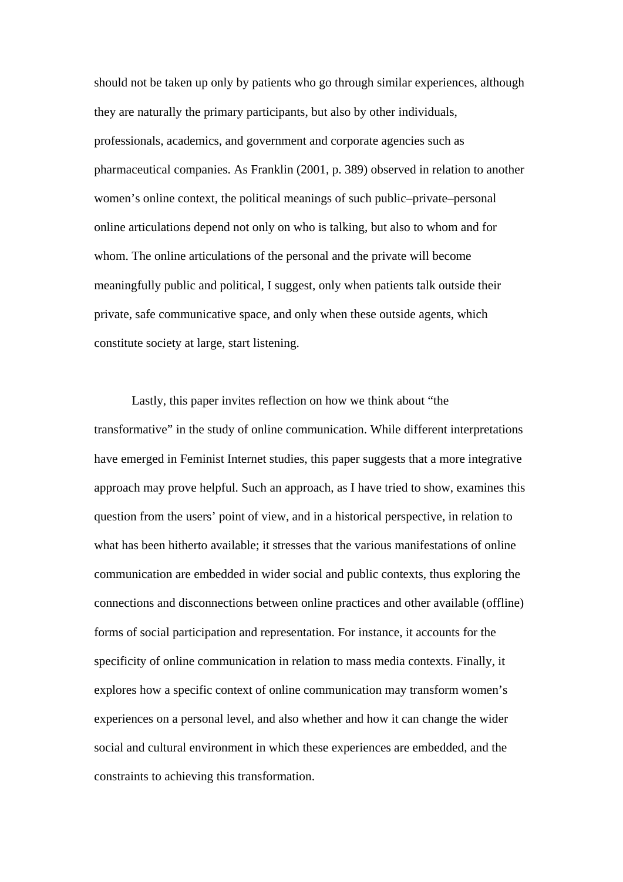should not be taken up only by patients who go through similar experiences, although they are naturally the primary participants, but also by other individuals, professionals, academics, and government and corporate agencies such as pharmaceutical companies. As Franklin (2001, p. 389) observed in relation to another women's online context, the political meanings of such public–private–personal online articulations depend not only on who is talking, but also to whom and for whom. The online articulations of the personal and the private will become meaningfully public and political, I suggest, only when patients talk outside their private, safe communicative space, and only when these outside agents, which constitute society at large, start listening.

Lastly, this paper invites reflection on how we think about "the transformative" in the study of online communication. While different interpretations have emerged in Feminist Internet studies, this paper suggests that a more integrative approach may prove helpful. Such an approach, as I have tried to show, examines this question from the users' point of view, and in a historical perspective, in relation to what has been hitherto available; it stresses that the various manifestations of online communication are embedded in wider social and public contexts, thus exploring the connections and disconnections between online practices and other available (offline) forms of social participation and representation. For instance, it accounts for the specificity of online communication in relation to mass media contexts. Finally, it explores how a specific context of online communication may transform women's experiences on a personal level, and also whether and how it can change the wider social and cultural environment in which these experiences are embedded, and the constraints to achieving this transformation.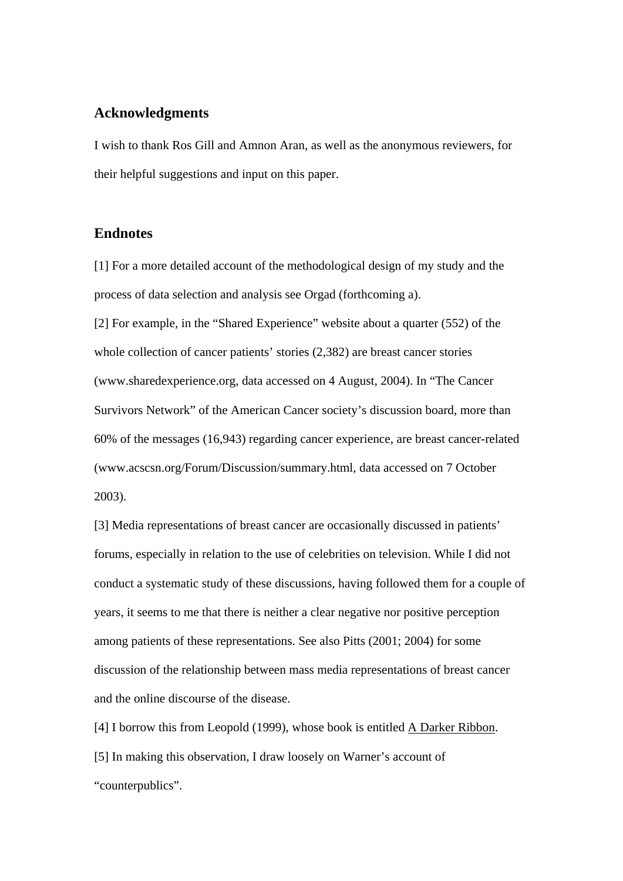## Acknowledgments

I wish to thank Ros Gill and Amnon Aran, as well as the anonymous reviewers, for their helpful suggestions and input on this paper.

## Endnotes

[1] For a more detailed account of the methodological design of my study and the process of data selection and analysis see Orgad (forthcoming a).

[2] For example, in the "Shared Experience" website about a quarter (552) of the whole collection of cancer patients' stories (2,382) are breast cancer stories (www.sharedexperience.org, data accessed on 4 August, 2004). In "The Cancer Survivors Network" of the American Cancer society's discussion board, more than 60% of the messages (16,943) regarding cancer experience, are breast cancer-related (www.acscsn.org/Forum/Discussion/summary.html, data accessed on 7 October 2003).

[3] Media representations of breast cancer are occasionally discussed in patients' forums, especially in relation to the use of celebrities on television. While I did not conduct a systematic study of these discussions, having followed them for a couple of years, it seems to me that there is neither a clear negative nor positive perception among patients of these representations. See also Pitts (2001; 2004) for some discussion of the relationship between mass media representations of breast cancer and the online discourse of the disease.

[4] I borrow this from Leopold (1999), whose book is entitled <u>A Darker Ribbon</u>.

[5] In making this observation, I draw loosely on Warner's account of "counterpublics".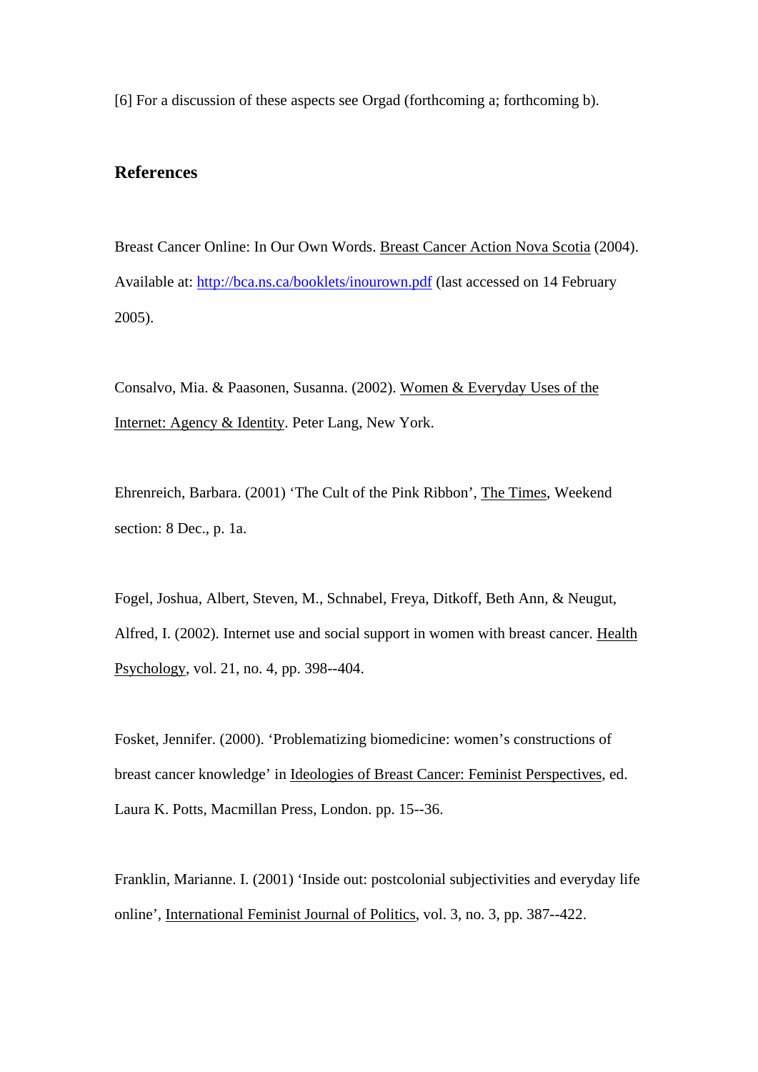[6] For a discussion of these aspects see Orgad (forthcoming a; forthcoming b).

## References

Breast Cancer Online: In Our Own Words. Breast Cancer Action Nova Scotia (2004). Available at: http://bca.ns.ca/booklets/inourown.pdf (last accessed on 14 February 2005).

Consalvo, Mia. & Paasonen, Susanna. (2002). Women & Everyday Uses of the Internet: Agency & Identity. Peter Lang, New York.

Ehrenreich, Barbara. (2001) 'The Cult of the Pink Ribbon', The Times, Weekend section: 8 Dec., p. 1a.

Fogel, Joshua, Albert, Steven, M., Schnabel, Freya, Ditkoff, Beth Ann, & Neugut, Alfred, I. (2002). Internet use and social support in women with breast cancer. Health Psychology, vol. 21, no. 4, pp. 398--404.

Fosket, Jennifer. (2000). 'Problematizing biomedicine: women's constructions of breast cancer knowledge' in Ideologies of Breast Cancer: Feminist Perspectives, ed. Laura K. Potts, Macmillan Press, London. pp. 15--36.

Franklin, Marianne. I. (2001) 'Inside out: postcolonial subjectivities and everyday life online', International Feminist Journal of Politics, vol. 3, no. 3, pp. 387--422.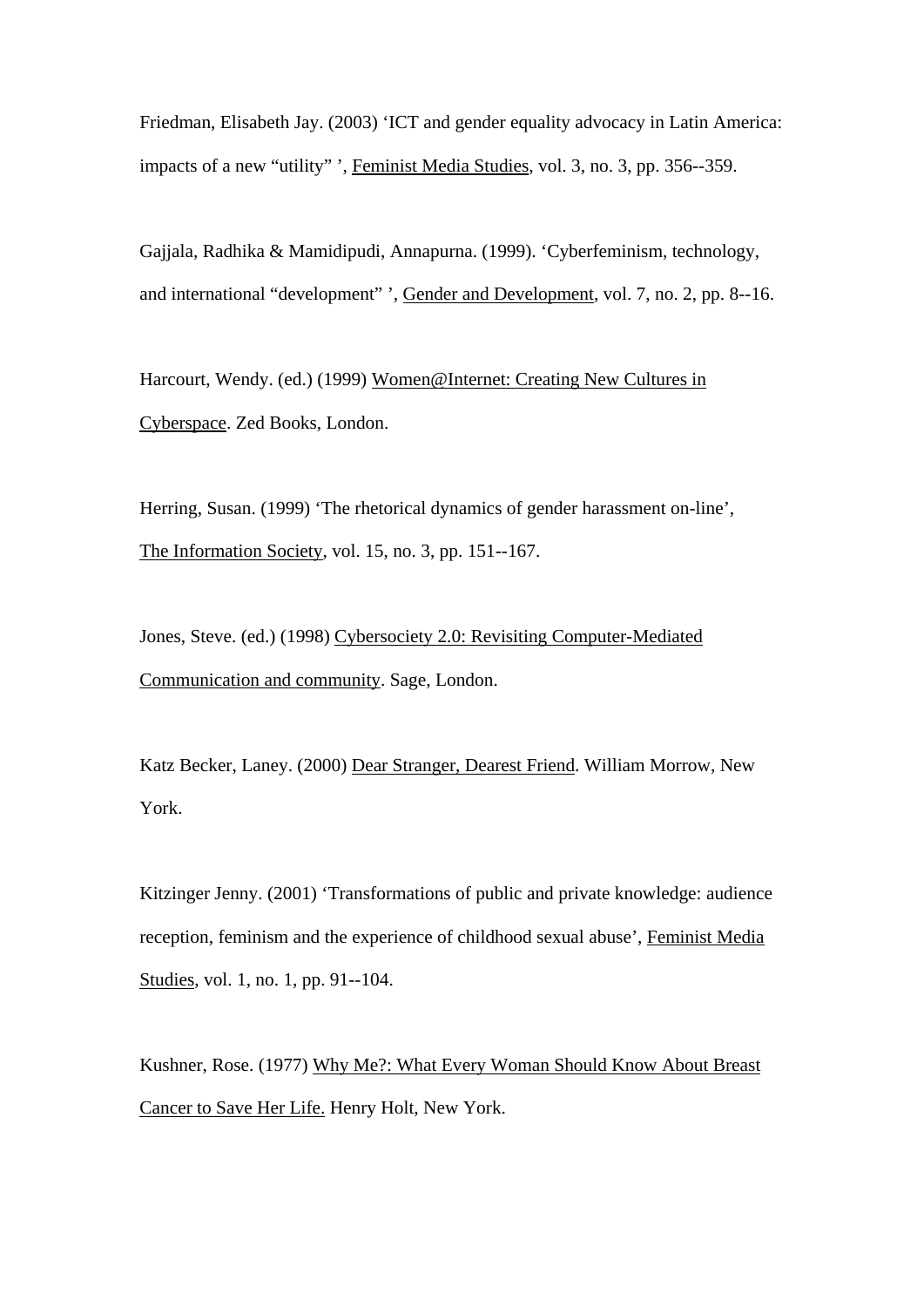Friedman, Elisabeth Jay. (2003) ‘ICT and gender equality advocacy in Latin America: impacts of a new “utility” ’, <u>Feminist Media Studies</u>, vol. 3, no. 3, pp. 356--359.

Gajjala, Radhika & Mamidipudi, Annapurna. (1999). ‘Cyberfeminism, technology, and international “development” ’, <u>Gender and Development</u>, vol. 7, no. 2, pp. 8--16.

Harcourt, Wendy. (ed.) (1999) <u>Women@Internet: Creating New Cultures in Cyberspace</u>. Zed Books, London.

Herring, Susan. (1999) ‘The rhetorical dynamics of gender harassment on-line’, <u>The Information Society</u>, vol. 15, no. 3, pp. 151--167.

Jones, Steve. (ed.) (1998) <u>Cybersociety 2.0: Revisiting Computer-Mediated Communication and community</u>. Sage, London.

Katz Becker, Laney. (2000) <u>Dear Stranger, Dearest Friend</u>. William Morrow, New York.

Kitzinger Jenny. (2001) ‘Transformations of public and private knowledge: audience reception, feminism and the experience of childhood sexual abuse’, <u>Feminist Media Studies</u>, vol. 1, no. 1, pp. 91--104.

Kushner, Rose. (1977) <u>Why Me?: What Every Woman Should Know About Breast Cancer to Save Her Life.</u> Henry Holt, New York.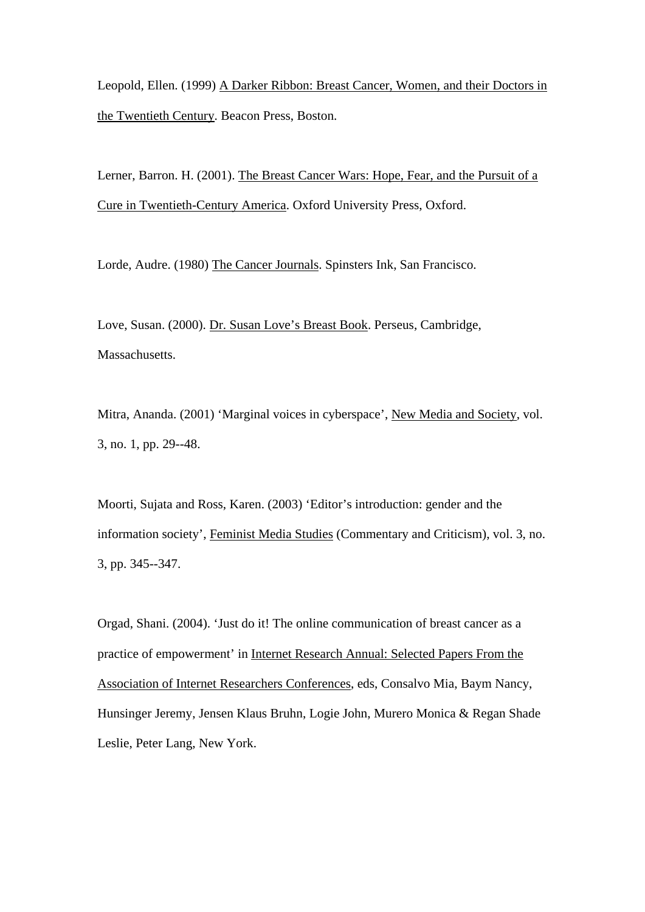Leopold, Ellen. (1999) A Darker Ribbon: Breast Cancer, Women, and their Doctors in the Twentieth Century. Beacon Press, Boston.

Lerner, Barron. H. (2001). The Breast Cancer Wars: Hope, Fear, and the Pursuit of a Cure in Twentieth-Century America. Oxford University Press, Oxford.

Lorde, Audre. (1980) The Cancer Journals. Spinsters Ink, San Francisco.

Love, Susan. (2000). Dr. Susan Love's Breast Book. Perseus, Cambridge, Massachusetts.

Mitra, Ananda. (2001) 'Marginal voices in cyberspace', New Media and Society, vol. 3, no. 1, pp. 29--48.

Moorti, Sujata and Ross, Karen. (2003) 'Editor's introduction: gender and the information society', Feminist Media Studies (Commentary and Criticism), vol. 3, no. 3, pp. 345--347.

Orgad, Shani. (2004). 'Just do it! The online communication of breast cancer as a practice of empowerment' in Internet Research Annual: Selected Papers From the Association of Internet Researchers Conferences, eds, Consalvo Mia, Baym Nancy, Hunsinger Jeremy, Jensen Klaus Bruhn, Logie John, Murero Monica & Regan Shade Leslie, Peter Lang, New York.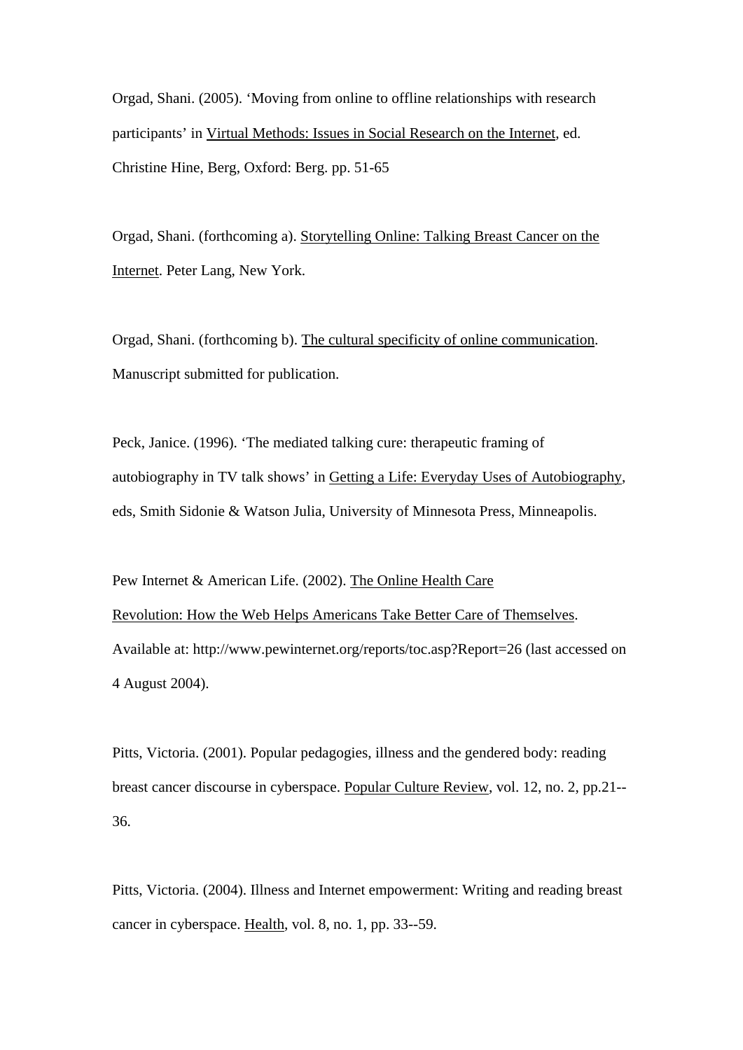Orgad, Shani. (2005). ‘Moving from online to offline relationships with research participants’ in Virtual Methods: Issues in Social Research on the Internet, ed. Christine Hine, Berg, Oxford: Berg. pp. 51-65

Orgad, Shani. (forthcoming a). Storytelling Online: Talking Breast Cancer on the Internet. Peter Lang, New York.

Orgad, Shani. (forthcoming b). The cultural specificity of online communication. Manuscript submitted for publication.

Peck, Janice. (1996). ‘The mediated talking cure: therapeutic framing of autobiography in TV talk shows’ in Getting a Life: Everyday Uses of Autobiography, eds, Smith Sidonie & Watson Julia, University of Minnesota Press, Minneapolis.

Pew Internet & American Life. (2002). The Online Health Care Revolution: How the Web Helps Americans Take Better Care of Themselves. Available at: http://www.pewinternet.org/reports/toc.asp?Report=26 (last accessed on 4 August 2004).

Pitts, Victoria. (2001). Popular pedagogies, illness and the gendered body: reading breast cancer discourse in cyberspace. Popular Culture Review, vol. 12, no. 2, pp.21--36.

Pitts, Victoria. (2004). Illness and Internet empowerment: Writing and reading breast cancer in cyberspace. Health, vol. 8, no. 1, pp. 33--59.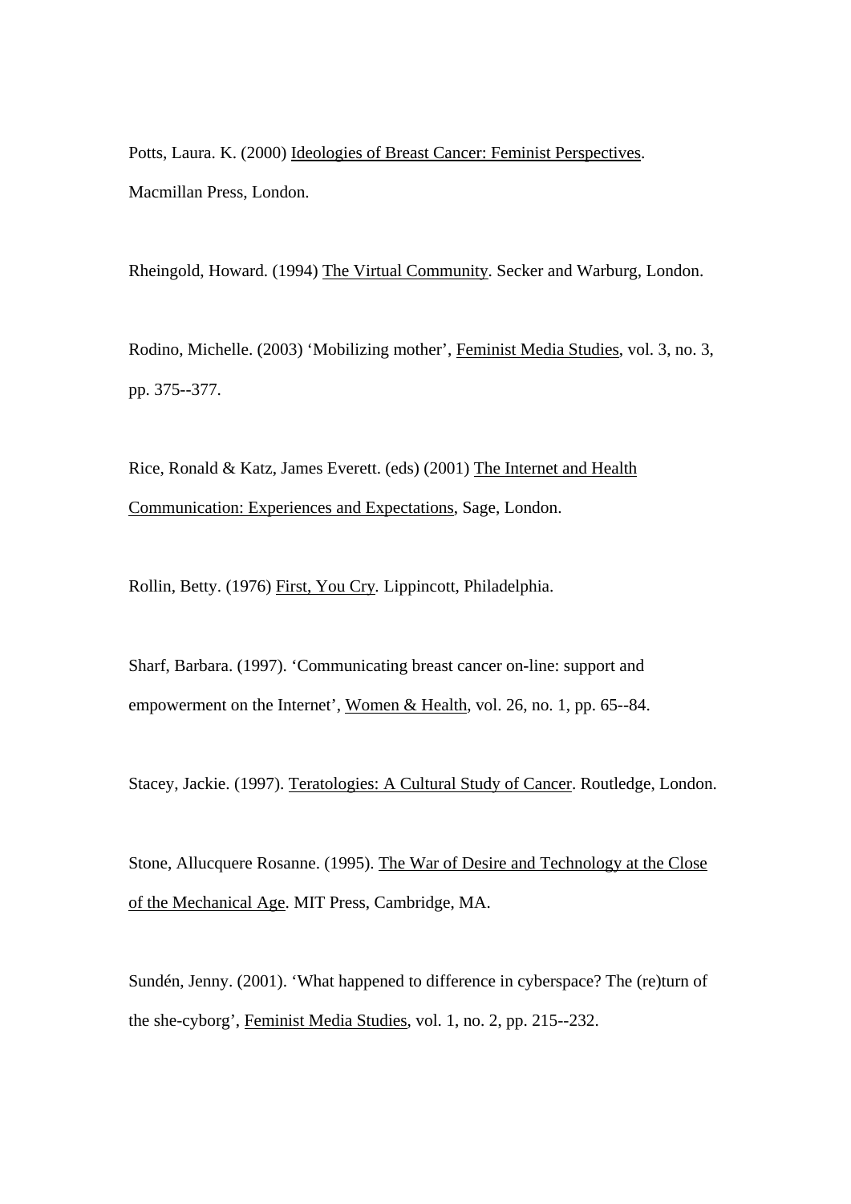Potts, Laura. K. (2000) <u>Ideologies of Breast Cancer: Feminist Perspectives</u>. Macmillan Press, London.

Rheingold, Howard. (1994) <u>The Virtual Community</u>. Secker and Warburg, London.

Rodino, Michelle. (2003) ‘Mobilizing mother’, <u>Feminist Media Studies</u>, vol. 3, no. 3, pp. 375--377.

Rice, Ronald & Katz, James Everett. (eds) (2001) <u>The Internet and Health Communication: Experiences and Expectations</u>, Sage, London.

Rollin, Betty. (1976) <u>First, You Cry</u>. Lippincott, Philadelphia.

Sharf, Barbara. (1997). ‘Communicating breast cancer on-line: support and empowerment on the Internet’, <u>Women & Health</u>, vol. 26, no. 1, pp. 65--84.

Stacey, Jackie. (1997). <u>Teratologies: A Cultural Study of Cancer</u>. Routledge, London.

Stone, Allucquere Rosanne. (1995). <u>The War of Desire and Technology at the Close of the Mechanical Age</u>. MIT Press, Cambridge, MA.

Sundén, Jenny. (2001). ‘What happened to difference in cyberspace? The (re)turn of the she-cyborg’, <u>Feminist Media Studies</u>, vol. 1, no. 2, pp. 215--232.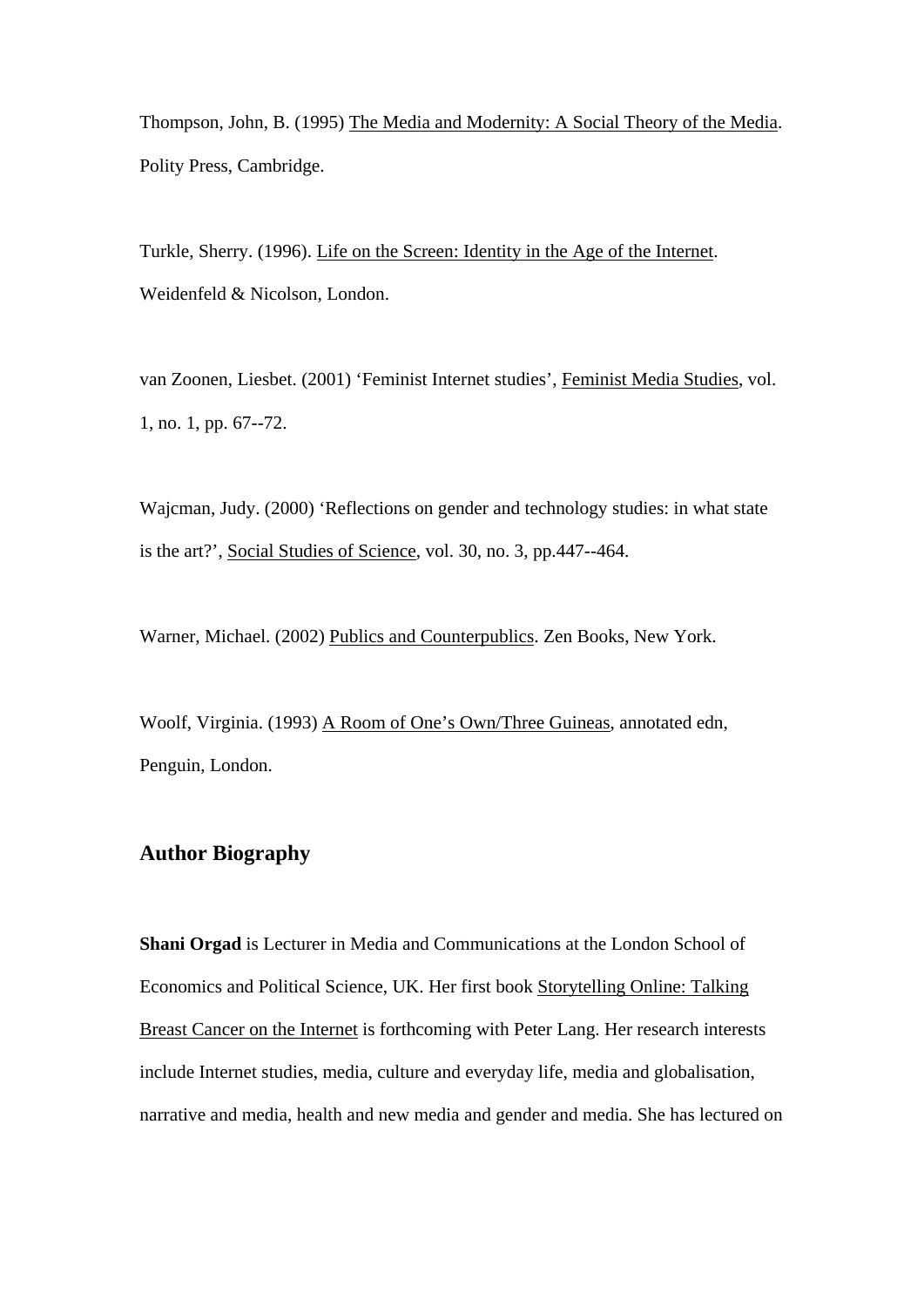Thompson, John, B. (1995) The Media and Modernity: A Social Theory of the Media. Polity Press, Cambridge.

Turkle, Sherry. (1996). Life on the Screen: Identity in the Age of the Internet. Weidenfeld & Nicolson, London.

van Zoonen, Liesbet. (2001) 'Feminist Internet studies', Feminist Media Studies, vol. 1, no. 1, pp. 67--72.

Wajcman, Judy. (2000) 'Reflections on gender and technology studies: in what state is the art?', Social Studies of Science, vol. 30, no. 3, pp.447--464.

Warner, Michael. (2002) Publics and Counterpublics. Zen Books, New York.

Woolf, Virginia. (1993) A Room of One's Own/Three Guineas, annotated edn, Penguin, London.

## Author Biography

**Shani Orgad** is Lecturer in Media and Communications at the London School of Economics and Political Science, UK. Her first book Storytelling Online: Talking Breast Cancer on the Internet is forthcoming with Peter Lang. Her research interests include Internet studies, media, culture and everyday life, media and globalisation, narrative and media, health and new media and gender and media. She has lectured on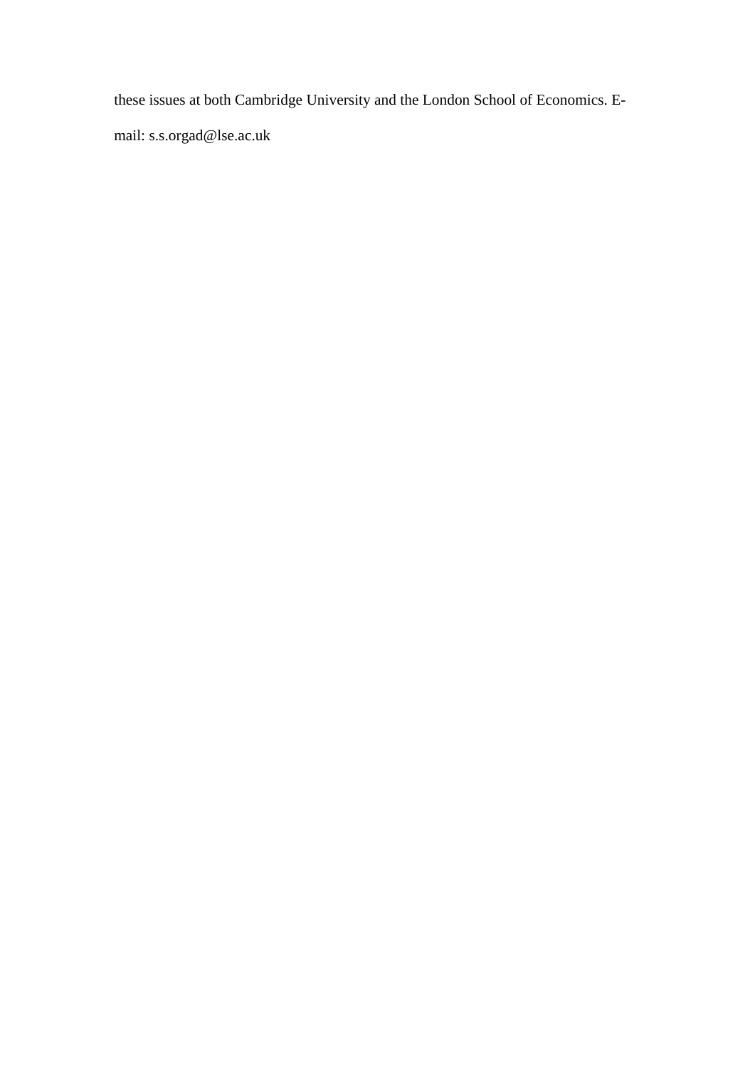these issues at both Cambridge University and the London School of Economics. E-mail: s.s.orgad@lse.ac.uk